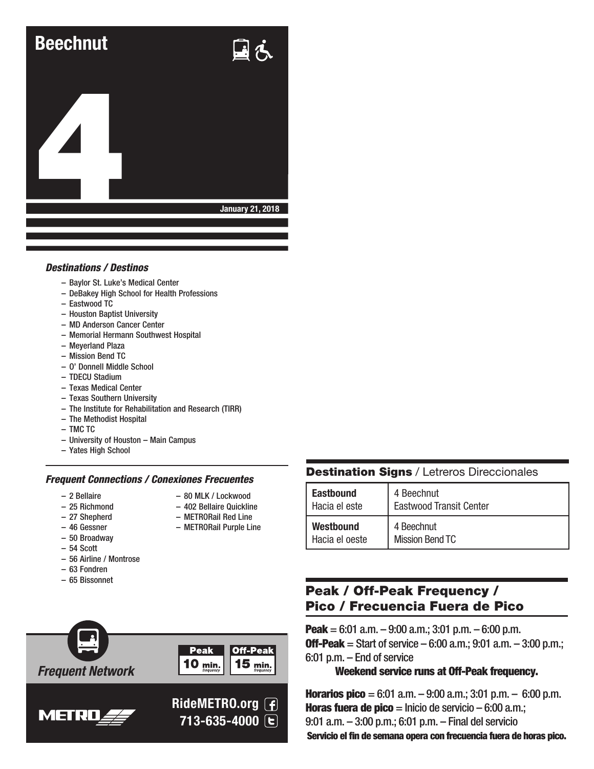# Beechnut

# 4

January 21, 2018

### *Destinations / Destinos*

- Baylor St. Luke's Medical Center
- DeBakey High School for Health Professions
- Eastwood TC
- Houston Baptist University
- MD Anderson Cancer Center
- Memorial Hermann Southwest Hospital
- Meyerland Plaza
- Mission Bend TC
- O' Donnell Middle School
- TDECU Stadium
- Texas Medical Center
- Texas Southern University
- The Institute for Rehabilitation and Research (TIRR)
- The Methodist Hospital
- TMC TC
- University of Houston – Main Campus
- Yates High School

### *Frequent Connections / Conexiones Frecuentes*

- 2 Bellaire
- 25 Richmond
- 27 Shepherd
- 46 Gessner
- 50 Broadway
- 54 Scott
- 56 Airline / Montrose
- 63 Fondren
- 65 Bissonnet
- 80 MLK / Lockwood
- 402 Bellaire Quickline
- METRORail Red Line
- METRORail Purple Line

*Frequent Network*

Peak 10 min. frequency | Off-Peak 15 min. frequency

METRO

RideMETRO.org
713-635-4000

## Destination Signs / Letreros Direccionales

| | |
|---|---|
| **Eastbound** Hacia el este | 4 Beechnut Eastwood Transit Center |
| **Westbound** Hacia el oeste | 4 Beechnut Mission Bend TC |

## Peak / Off-Peak Frequency / Pico / Frecuencia Fuera de Pico

**Peak** = 6:01 a.m. – 9:00 a.m.; 3:01 p.m. – 6:00 p.m.
**Off-Peak** = Start of service – 6:00 a.m.; 9:01 a.m. – 3:00 p.m.; 6:01 p.m. – End of service

**Weekend service runs at Off-Peak frequency.**

**Horarios pico** = 6:01 a.m. – 9:00 a.m.; 3:01 p.m. – 6:00 p.m.
**Horas fuera de pico** = Inicio de servicio – 6:00 a.m.; 9:01 a.m. – 3:00 p.m.; 6:01 p.m. – Final del servicio

**Servicio el fin de semana opera con frecuencia fuera de horas pico.**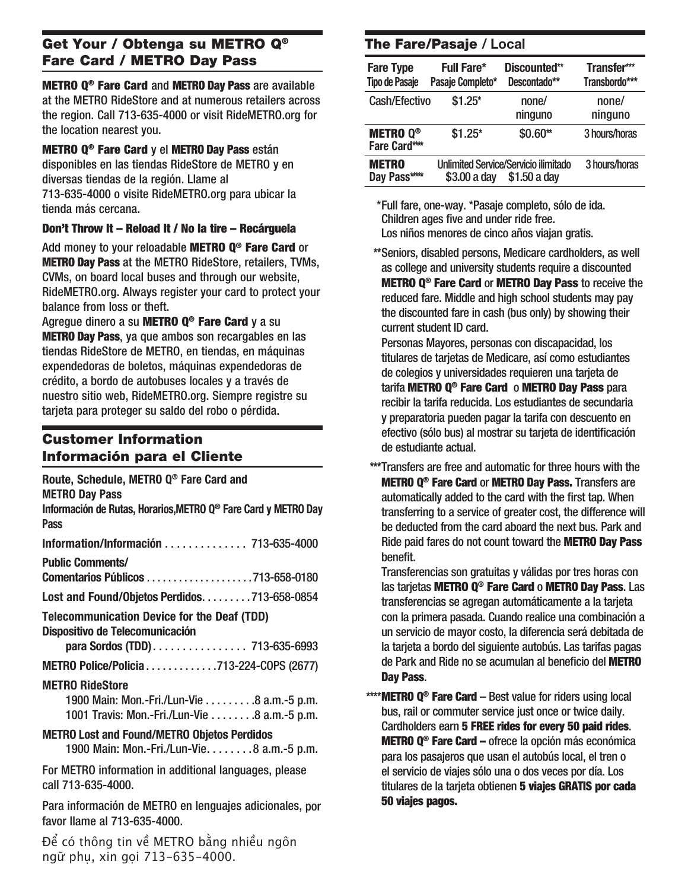## Get Your / Obtenga su METRO Q® Fare Card / METRO Day Pass

**METRO Q® Fare Card** and **METRO Day Pass** are available at the METRO RideStore and at numerous retailers across the region. Call 713-635-4000 or visit RideMETRO.org for the location nearest you.

**METRO Q® Fare Card** y el **METRO Day Pass** están disponibles en las tiendas RideStore de METRO y en diversas tiendas de la región. Llame al 713-635-4000 o visite RideMETRO.org para ubicar la tienda más cercana.

### Don't Throw It – Reload It / No la tire – Recárguela

Add money to your reloadable **METRO Q® Fare Card** or **METRO Day Pass** at the METRO RideStore, retailers, TVMs, CVMs, on board local buses and through our website, RideMETRO.org. Always register your card to protect your balance from loss or theft.

Agregue dinero a su **METRO Q® Fare Card** y a su **METRO Day Pass**, ya que ambos son recargables en las tiendas RideStore de METRO, en tiendas, en máquinas expendedoras de boletos, máquinas expendedoras de crédito, a bordo de autobuses locales y a través de nuestro sitio web, RideMETRO.org. Siempre registre su tarjeta para proteger su saldo del robo o pérdida.

## Customer Information / Información para el Cliente

**Route, Schedule, METRO Q® Fare Card and METRO Day Pass**
**Información de Rutas, Horarios,METRO Q® Fare Card y METRO Day Pass**

**Information/Información** .............. 713-635-4000

**Public Comments/ Comentarios Públicos** .................... 713-658-0180

**Lost and Found/Objetos Perdidos** ......... 713-658-0854

**Telecommunication Device for the Deaf (TDD) Dispositivo de Telecomunicación para Sordos (TDD)** ................ 713-635-6993

**METRO Police/Policia** ............. 713-224-COPS (2677)

**METRO RideStore**
1900 Main: Mon.-Fri./Lun-Vie ......... 8 a.m.-5 p.m.
1001 Travis: Mon.-Fri./Lun-Vie ........ 8 a.m.-5 p.m.

**METRO Lost and Found/METRO Objetos Perdidos**
1900 Main: Mon.-Fri./Lun-Vie. ....... 8 a.m.-5 p.m.

For METRO information in additional languages, please call 713-635-4000.

Para información de METRO en lenguajes adicionales, por favor llame al 713-635-4000.

Để có thông tin về METRO bằng nhiều ngôn ngữ phụ, xin gọi 713-635-4000.

## The Fare/Pasaje / Local

| Fare Type / Tipo de Pasaje | Full Fare* / Pasaje Completo* | Discounted** / Descontado** | Transfer*** / Transbordo*** |
|---|---|---|---|
| Cash/Efectivo | $1.25* | none/ ninguno | none/ ninguno |
| **METRO Q® Fare Card******** | $1.25* | $0.60** | 3 hours/horas |
| **METRO Day Pass*********** | Unlimited Service/Servicio ilimitado $3.00 a day | $1.50 a day | 3 hours/horas |

*Full fare, one-way. *Pasaje completo, sólo de ida. Children ages five and under ride free. Los niños menores de cinco años viajan gratis.

**Seniors, disabled persons, Medicare cardholders, as well as college and university students require a discounted **METRO Q® Fare Card** or **METRO Day Pass** to receive the reduced fare. Middle and high school students may pay the discounted fare in cash (bus only) by showing their current student ID card.

Personas Mayores, personas con discapacidad, los titulares de tarjetas de Medicare, así como estudiantes de colegios y universidades requieren una tarjeta de tarifa **METRO Q® Fare Card** o **METRO Day Pass** para recibir la tarifa reducida. Los estudiantes de secundaria y preparatoria pueden pagar la tarifa con descuento en efectivo (sólo bus) al mostrar su tarjeta de identificación de estudiante actual.

***Transfers are free and automatic for three hours with the **METRO Q® Fare Card** or **METRO Day Pass.** Transfers are automatically added to the card with the first tap. When transferring to a service of greater cost, the difference will be deducted from the card aboard the next bus. Park and Ride paid fares do not count toward the **METRO Day Pass** benefit.

Transferencias son gratuitas y válidas por tres horas con las tarjetas **METRO Q® Fare Card** o **METRO Day Pass**. Las transferencias se agregan automáticamente a la tarjeta con la primera pasada. Cuando realice una combinación a un servicio de mayor costo, la diferencia será debitada de la tarjeta a bordo del siguiente autobús. Las tarifas pagas de Park and Ride no se acumulan al beneficio del **METRO Day Pass**.

****​**METRO Q® Fare Card** – Best value for riders using local bus, rail or commuter service just once or twice daily. Cardholders earn **5 FREE rides for every 50 paid rides**.
**METRO Q® Fare Card –** ofrece la opción más económica para los pasajeros que usan el autobús local, el tren o el servicio de viajes sólo una o dos veces por día. Los titulares de la tarjeta obtienen **5 viajes GRATIS por cada 50 viajes pagos.**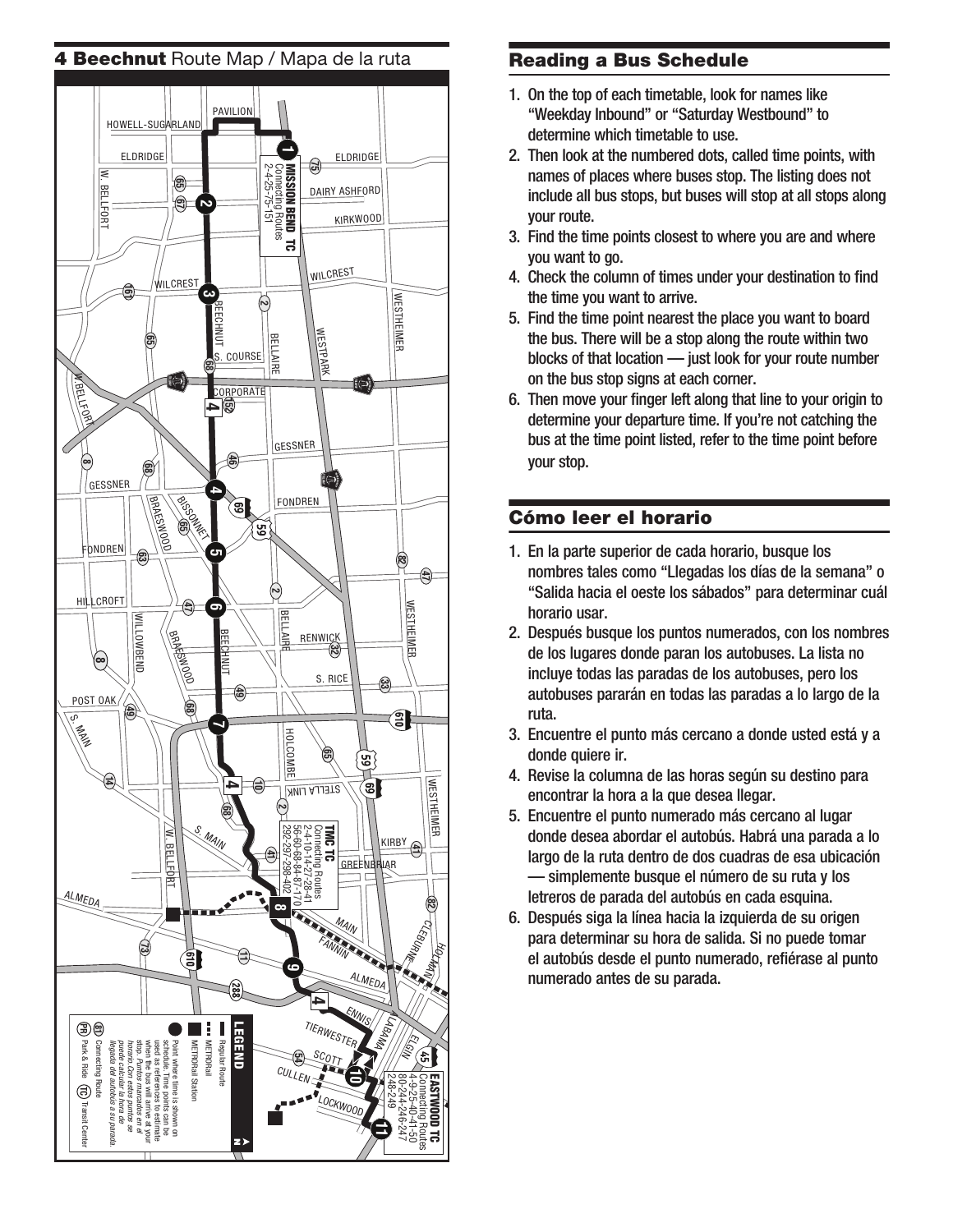## 4 Beechnut Route Map / Mapa de la ruta

**MISSION BEND TC**
Connecting Routes
2-4-25-75-151

**TMC TC**
Connecting Routes
2-4-10-14-27-28-41
56-60-68-84-87-170
292-297-298-402

**EASTWOOD TC**
Connecting Routes
4-9-25-40-41-50
80-244-246-247
248-249

**LEGEND**

- Regular Route
- METRORail
- METRORail Station
- Point where time is shown on schedule. Time points can be used as references to estimate when the bus will arrive at your stop. *Puntos marcados en el horario. Con estos puntos se puede calcular la hora de llegada del autobús a su parada.*
- Connecting Route
- PR Park & Ride
- TC Transit Center

## Reading a Bus Schedule

1. On the top of each timetable, look for names like "Weekday Inbound" or "Saturday Westbound" to determine which timetable to use.
2. Then look at the numbered dots, called time points, with names of places where buses stop. The listing does not include all bus stops, but buses will stop at all stops along your route.
3. Find the time points closest to where you are and where you want to go.
4. Check the column of times under your destination to find the time you want to arrive.
5. Find the time point nearest the place you want to board the bus. There will be a stop along the route within two blocks of that location — just look for your route number on the bus stop signs at each corner.
6. Then move your finger left along that line to your origin to determine your departure time. If you're not catching the bus at the time point listed, refer to the time point before your stop.

## Cómo leer el horario

1. En la parte superior de cada horario, busque los nombres tales como "Llegadas los días de la semana" o "Salida hacia el oeste los sábados" para determinar cuál horario usar.
2. Después busque los puntos numerados, con los nombres de los lugares donde paran los autobuses. La lista no incluye todas las paradas de los autobuses, pero los autobuses pararán en todas las paradas a lo largo de la ruta.
3. Encuentre el punto más cercano a donde usted está y a donde quiere ir.
4. Revise la columna de las horas según su destino para encontrar la hora a la que desea llegar.
5. Encuentre el punto numerado más cercano al lugar donde desea abordar el autobús. Habrá una parada a lo largo de la ruta dentro de dos cuadras de esa ubicación — simplemente busque el número de su ruta y los letreros de parada del autobús en cada esquina.
6. Después siga la línea hacia la izquierda de su origen para determinar su hora de salida. Si no puede tomar el autobús desde el punto numerado, refiérase al punto numerado antes de su parada.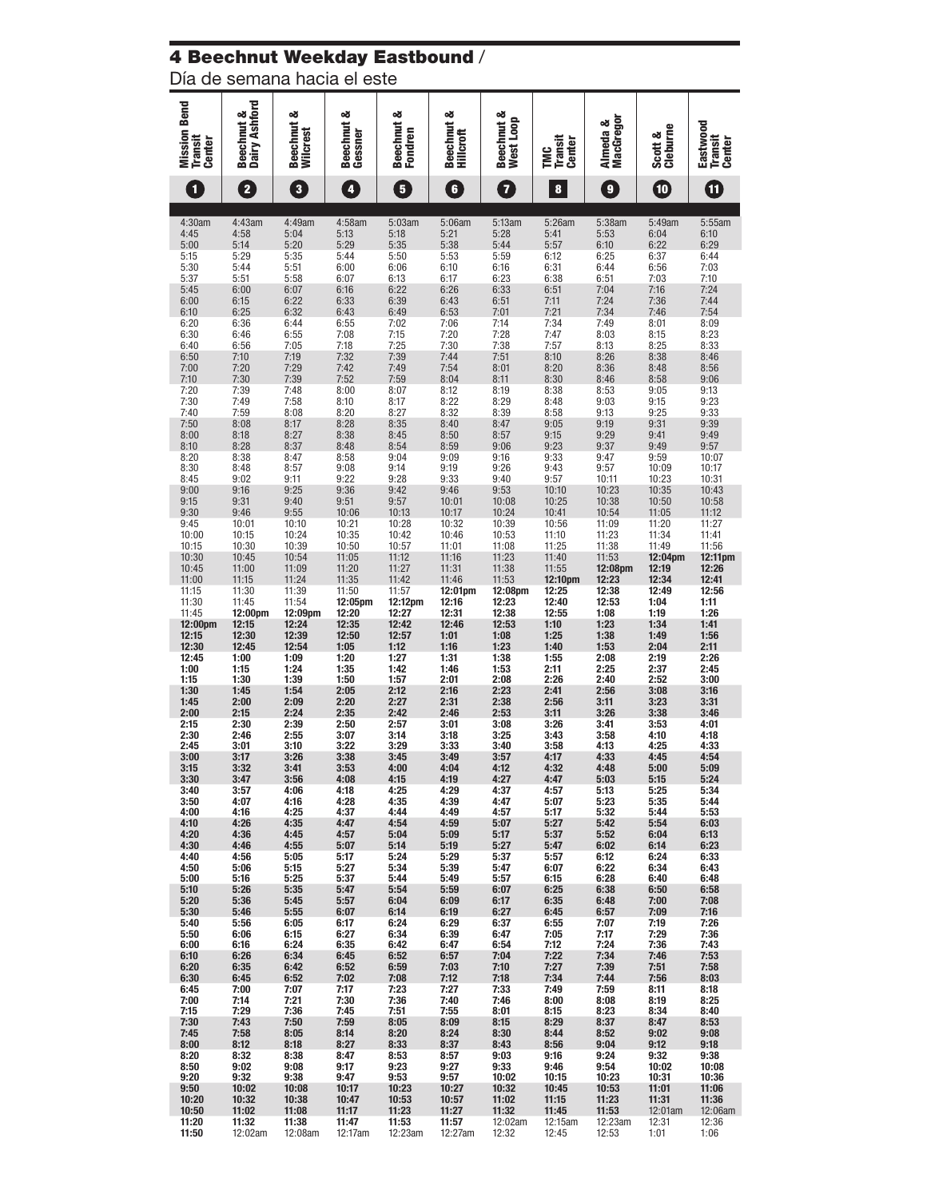## 4 Beechnut Weekday Eastbound / Día de semana hacia el este

| Mission Bend Transit Center | Beechnut & Dairy Ashford | Beechnut & Wilcrest | Beechnut & Gessner | Beechnut & Fondren | Beechnut & Hillcroft | Beechnut & West Loop | TMC Transit Center | Almeda & MacGregor | Scott & Cleburne | Eastwood Transit Center |
|---|---|---|---|---|---|---|---|---|---|---|
| 1 | 2 | 3 | 4 | 5 | 6 | 7 | 8 | 9 | 10 | 11 |
| 4:30am | 4:43am | 4:49am | 4:58am | 5:03am | 5:06am | 5:13am | 5:26am | 5:38am | 5:49am | 5:55am |
| 4:45 | 4:58 | 5:04 | 5:13 | 5:18 | 5:21 | 5:28 | 5:41 | 5:53 | 6:04 | 6:10 |
| 5:00 | 5:14 | 5:20 | 5:29 | 5:35 | 5:38 | 5:44 | 5:57 | 6:10 | 6:22 | 6:29 |
| 5:15 | 5:29 | 5:35 | 5:44 | 5:50 | 5:53 | 5:59 | 6:12 | 6:25 | 6:37 | 6:44 |
| 5:30 | 5:44 | 5:51 | 6:00 | 6:06 | 6:10 | 6:16 | 6:31 | 6:44 | 6:56 | 7:03 |
| 5:37 | 5:51 | 5:58 | 6:07 | 6:13 | 6:17 | 6:23 | 6:38 | 6:51 | 7:03 | 7:10 |
| 5:45 | 6:00 | 6:07 | 6:16 | 6:22 | 6:26 | 6:33 | 6:51 | 7:04 | 7:16 | 7:24 |
| 6:00 | 6:15 | 6:22 | 6:33 | 6:39 | 6:43 | 6:51 | 7:11 | 7:24 | 7:36 | 7:44 |
| 6:10 | 6:25 | 6:32 | 6:43 | 6:49 | 6:53 | 7:01 | 7:21 | 7:34 | 7:46 | 7:54 |
| 6:20 | 6:36 | 6:44 | 6:55 | 7:02 | 7:06 | 7:14 | 7:34 | 7:49 | 8:01 | 8:09 |
| 6:30 | 6:46 | 6:55 | 7:08 | 7:15 | 7:20 | 7:28 | 7:47 | 8:03 | 8:15 | 8:23 |
| 6:40 | 6:56 | 7:05 | 7:18 | 7:25 | 7:30 | 7:38 | 7:57 | 8:13 | 8:25 | 8:33 |
| 6:50 | 7:10 | 7:19 | 7:32 | 7:39 | 7:44 | 7:51 | 8:10 | 8:26 | 8:38 | 8:46 |
| 7:00 | 7:20 | 7:29 | 7:42 | 7:49 | 7:54 | 8:01 | 8:20 | 8:36 | 8:48 | 8:56 |
| 7:10 | 7:30 | 7:39 | 7:52 | 7:59 | 8:04 | 8:11 | 8:30 | 8:46 | 8:58 | 9:06 |
| 7:20 | 7:39 | 7:48 | 8:00 | 8:07 | 8:12 | 8:19 | 8:38 | 8:53 | 9:05 | 9:13 |
| 7:30 | 7:49 | 7:58 | 8:10 | 8:17 | 8:22 | 8:29 | 8:48 | 9:03 | 9:15 | 9:23 |
| 7:40 | 7:59 | 8:08 | 8:20 | 8:27 | 8:32 | 8:39 | 8:58 | 9:13 | 9:25 | 9:33 |
| 7:50 | 8:08 | 8:17 | 8:28 | 8:35 | 8:40 | 8:47 | 9:05 | 9:19 | 9:31 | 9:39 |
| 8:00 | 8:18 | 8:27 | 8:38 | 8:45 | 8:50 | 8:57 | 9:15 | 9:29 | 9:41 | 9:49 |
| 8:10 | 8:28 | 8:37 | 8:48 | 8:54 | 8:59 | 9:06 | 9:23 | 9:37 | 9:49 | 9:57 |
| 8:20 | 8:38 | 8:47 | 8:58 | 9:04 | 9:09 | 9:16 | 9:33 | 9:47 | 9:59 | 10:07 |
| 8:30 | 8:48 | 8:57 | 9:08 | 9:14 | 9:19 | 9:26 | 9:43 | 9:57 | 10:09 | 10:17 |
| 8:45 | 9:02 | 9:11 | 9:22 | 9:28 | 9:33 | 9:40 | 9:57 | 10:11 | 10:23 | 10:31 |
| 9:00 | 9:16 | 9:25 | 9:36 | 9:42 | 9:46 | 9:53 | 10:10 | 10:23 | 10:35 | 10:43 |
| 9:15 | 9:31 | 9:40 | 9:51 | 9:57 | 10:01 | 10:08 | 10:25 | 10:38 | 10:50 | 10:58 |
| 9:30 | 9:46 | 9:55 | 10:06 | 10:13 | 10:17 | 10:24 | 10:41 | 10:54 | 11:05 | 11:12 |
| 9:45 | 10:01 | 10:10 | 10:21 | 10:28 | 10:32 | 10:39 | 10:56 | 11:09 | 11:20 | 11:27 |
| 10:00 | 10:15 | 10:24 | 10:35 | 10:42 | 10:46 | 10:53 | 11:10 | 11:23 | 11:34 | 11:41 |
| 10:15 | 10:30 | 10:39 | 10:50 | 10:57 | 11:01 | 11:08 | 11:25 | 11:38 | 11:49 | 11:56 |
| 10:30 | 10:45 | 10:54 | 11:05 | 11:12 | 11:16 | 11:23 | 11:40 | 11:53 | **12:04pm** | **12:11pm** |
| 10:45 | 11:00 | 11:09 | 11:20 | 11:27 | 11:31 | 11:38 | 11:55 | **12:08pm** | **12:19** | **12:26** |
| 11:00 | 11:15 | 11:24 | 11:35 | 11:42 | 11:46 | 11:53 | **12:10pm** | **12:23** | **12:34** | **12:41** |
| 11:15 | 11:30 | 11:39 | 11:50 | 11:57 | **12:01pm** | **12:08pm** | **12:25** | **12:38** | **12:49** | **12:56** |
| 11:30 | 11:45 | 11:54 | **12:05pm** | **12:12pm** | **12:16** | **12:23** | **12:40** | **12:53** | **1:04** | **1:11** |
| 11:45 | **12:00pm** | **12:09pm** | **12:20** | **12:27** | **12:31** | **12:38** | **12:55** | **1:08** | **1:19** | **1:26** |
| **12:00pm** | **12:15** | **12:24** | **12:35** | **12:42** | **12:46** | **12:53** | **1:10** | **1:23** | **1:34** | **1:41** |
| **12:15** | **12:30** | **12:39** | **12:50** | **12:57** | **1:01** | **1:08** | **1:25** | **1:38** | **1:49** | **1:56** |
| **12:30** | **12:45** | **12:54** | **1:05** | **1:12** | **1:16** | **1:23** | **1:40** | **1:53** | **2:04** | **2:11** |
| **12:45** | **1:00** | **1:09** | **1:20** | **1:27** | **1:31** | **1:38** | **1:55** | **2:08** | **2:19** | **2:26** |
| **1:00** | **1:15** | **1:24** | **1:35** | **1:42** | **1:46** | **1:53** | **2:11** | **2:25** | **2:37** | **2:45** |
| **1:15** | **1:30** | **1:39** | **1:50** | **1:57** | **2:01** | **2:08** | **2:26** | **2:40** | **2:52** | **3:00** |
| **1:30** | **1:45** | **1:54** | **2:05** | **2:12** | **2:16** | **2:23** | **2:41** | **2:56** | **3:08** | **3:16** |
| **1:45** | **2:00** | **2:09** | **2:20** | **2:27** | **2:31** | **2:38** | **2:56** | **3:11** | **3:23** | **3:31** |
| **2:00** | **2:15** | **2:24** | **2:35** | **2:42** | **2:46** | **2:53** | **3:11** | **3:26** | **3:38** | **3:46** |
| **2:15** | **2:30** | **2:39** | **2:50** | **2:57** | **3:01** | **3:08** | **3:26** | **3:41** | **3:53** | **4:01** |
| **2:30** | **2:46** | **2:55** | **3:07** | **3:14** | **3:18** | **3:25** | **3:43** | **3:58** | **4:10** | **4:18** |
| **2:45** | **3:01** | **3:10** | **3:22** | **3:29** | **3:33** | **3:40** | **3:58** | **4:13** | **4:25** | **4:33** |
| **3:00** | **3:17** | **3:26** | **3:38** | **3:45** | **3:49** | **3:57** | **4:17** | **4:33** | **4:45** | **4:54** |
| **3:15** | **3:32** | **3:41** | **3:53** | **4:00** | **4:04** | **4:12** | **4:32** | **4:48** | **5:00** | **5:09** |
| **3:30** | **3:47** | **3:56** | **4:08** | **4:15** | **4:19** | **4:27** | **4:47** | **5:03** | **5:15** | **5:24** |
| **3:40** | **3:57** | **4:06** | **4:18** | **4:25** | **4:29** | **4:37** | **4:57** | **5:13** | **5:25** | **5:34** |
| **3:50** | **4:07** | **4:16** | **4:28** | **4:35** | **4:39** | **4:47** | **5:07** | **5:23** | **5:35** | **5:44** |
| **4:00** | **4:16** | **4:25** | **4:37** | **4:44** | **4:49** | **4:57** | **5:17** | **5:32** | **5:44** | **5:53** |
| **4:10** | **4:26** | **4:35** | **4:47** | **4:54** | **4:59** | **5:07** | **5:27** | **5:42** | **5:54** | **6:03** |
| **4:20** | **4:36** | **4:45** | **4:57** | **5:04** | **5:09** | **5:17** | **5:37** | **5:52** | **6:04** | **6:13** |
| **4:30** | **4:46** | **4:55** | **5:07** | **5:14** | **5:19** | **5:27** | **5:47** | **6:02** | **6:14** | **6:23** |
| **4:40** | **4:56** | **5:05** | **5:17** | **5:24** | **5:29** | **5:37** | **5:57** | **6:12** | **6:24** | **6:33** |
| **4:50** | **5:06** | **5:15** | **5:27** | **5:34** | **5:39** | **5:47** | **6:07** | **6:22** | **6:34** | **6:43** |
| **5:00** | **5:16** | **5:25** | **5:37** | **5:44** | **5:49** | **5:57** | **6:15** | **6:28** | **6:40** | **6:48** |
| **5:10** | **5:26** | **5:35** | **5:47** | **5:54** | **5:59** | **6:07** | **6:25** | **6:38** | **6:50** | **6:58** |
| **5:20** | **5:36** | **5:45** | **5:57** | **6:04** | **6:09** | **6:17** | **6:35** | **6:48** | **7:00** | **7:08** |
| **5:30** | **5:46** | **5:55** | **6:07** | **6:14** | **6:19** | **6:27** | **6:45** | **6:57** | **7:09** | **7:16** |
| **5:40** | **5:56** | **6:05** | **6:17** | **6:24** | **6:29** | **6:37** | **6:55** | **7:07** | **7:19** | **7:26** |
| **5:50** | **6:06** | **6:15** | **6:27** | **6:34** | **6:39** | **6:47** | **7:05** | **7:17** | **7:29** | **7:36** |
| **6:00** | **6:16** | **6:24** | **6:35** | **6:42** | **6:47** | **6:54** | **7:12** | **7:24** | **7:36** | **7:43** |
| **6:10** | **6:26** | **6:34** | **6:45** | **6:52** | **6:57** | **7:04** | **7:22** | **7:34** | **7:46** | **7:53** |
| **6:20** | **6:35** | **6:42** | **6:52** | **6:59** | **7:03** | **7:10** | **7:27** | **7:39** | **7:51** | **7:58** |
| **6:30** | **6:45** | **6:52** | **7:02** | **7:08** | **7:12** | **7:18** | **7:34** | **7:44** | **7:56** | **8:03** |
| **6:45** | **7:00** | **7:07** | **7:17** | **7:23** | **7:27** | **7:33** | **7:49** | **7:59** | **8:11** | **8:18** |
| **7:00** | **7:14** | **7:21** | **7:30** | **7:36** | **7:40** | **7:46** | **8:00** | **8:08** | **8:19** | **8:25** |
| **7:15** | **7:29** | **7:36** | **7:45** | **7:51** | **7:55** | **8:01** | **8:15** | **8:23** | **8:34** | **8:40** |
| **7:30** | **7:43** | **7:50** | **7:59** | **8:05** | **8:09** | **8:15** | **8:29** | **8:37** | **8:47** | **8:53** |
| **7:45** | **7:58** | **8:05** | **8:14** | **8:20** | **8:24** | **8:30** | **8:44** | **8:52** | **9:02** | **9:08** |
| **8:00** | **8:12** | **8:18** | **8:27** | **8:33** | **8:37** | **8:43** | **8:56** | **9:04** | **9:12** | **9:18** |
| **8:20** | **8:32** | **8:38** | **8:47** | **8:53** | **8:57** | **9:03** | **9:16** | **9:24** | **9:32** | **9:38** |
| **8:50** | **9:02** | **9:08** | **9:17** | **9:23** | **9:27** | **9:33** | **9:46** | **9:54** | **10:02** | **10:08** |
| **9:20** | **9:32** | **9:38** | **9:47** | **9:53** | **9:57** | **10:02** | **10:15** | **10:23** | **10:31** | **10:36** |
| **9:50** | **10:02** | **10:08** | **10:17** | **10:23** | **10:27** | **10:32** | **10:45** | **10:53** | **11:01** | **11:06** |
| **10:20** | **10:32** | **10:38** | **10:47** | **10:53** | **10:57** | **11:02** | **11:15** | **11:23** | **11:31** | **11:36** |
| **10:50** | **11:02** | **11:08** | **11:17** | **11:23** | **11:27** | **11:32** | **11:45** | **11:53** | 12:01am | 12:06am |
| **11:20** | **11:32** | **11:38** | **11:47** | **11:53** | **11:57** | 12:02am | 12:15am | 12:23am | 12:31 | 12:36 |
| **11:50** | 12:02am | 12:08am | 12:17am | 12:23am | 12:27am | 12:32 | 12:45 | 12:53 | 1:01 | 1:06 |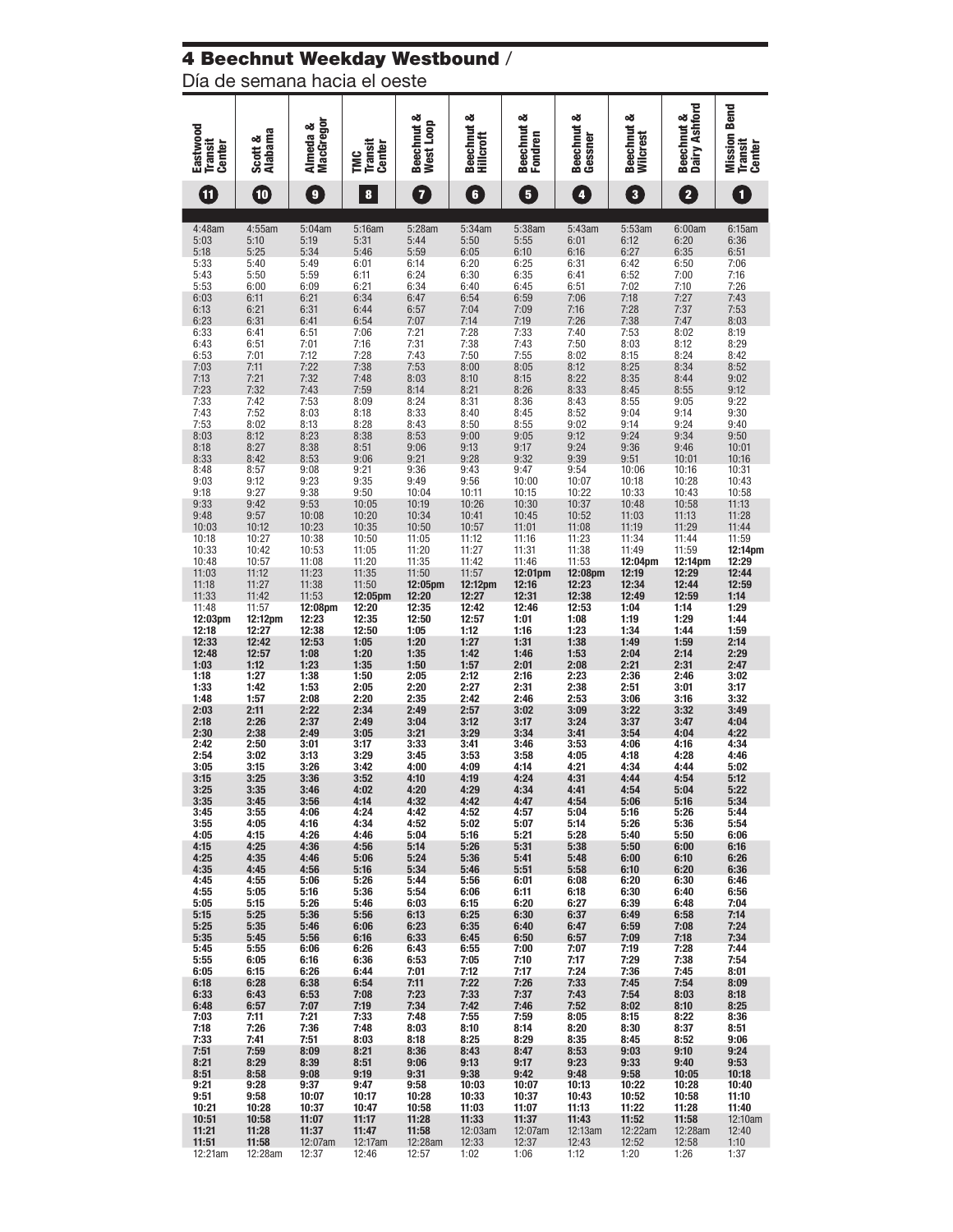## 4 Beechnut Weekday Westbound / Día de semana hacia el oeste

| Eastwood Transit Center (11) | Scott & Alabama (10) | Almeda & MacGregor (9) | TMC Transit Center (8) | Beechnut & West Loop (7) | Beechnut & Hillcroft (6) | Beechnut & Fondren (5) | Beechnut & Gessner (4) | Beechnut & Wilcrest (3) | Beechnut & Dairy Ashford (2) | Mission Bend Transit Center (1) |
|---|---|---|---|---|---|---|---|---|---|---|
| 4:48am | 4:55am | 5:04am | 5:16am | 5:28am | 5:34am | 5:38am | 5:43am | 5:53am | 6:00am | 6:15am |
| 5:03 | 5:10 | 5:19 | 5:31 | 5:44 | 5:50 | 5:55 | 6:01 | 6:12 | 6:20 | 6:36 |
| 5:18 | 5:25 | 5:34 | 5:46 | 5:59 | 6:05 | 6:10 | 6:16 | 6:27 | 6:35 | 6:51 |
| 5:33 | 5:40 | 5:49 | 6:01 | 6:14 | 6:20 | 6:25 | 6:31 | 6:42 | 6:50 | 7:06 |
| 5:43 | 5:50 | 5:59 | 6:11 | 6:24 | 6:30 | 6:35 | 6:41 | 6:52 | 7:00 | 7:16 |
| 5:53 | 6:00 | 6:09 | 6:21 | 6:34 | 6:40 | 6:45 | 6:51 | 7:02 | 7:10 | 7:26 |
| 6:03 | 6:11 | 6:21 | 6:34 | 6:47 | 6:54 | 6:59 | 7:06 | 7:18 | 7:27 | 7:43 |
| 6:13 | 6:21 | 6:31 | 6:44 | 6:57 | 7:04 | 7:09 | 7:16 | 7:28 | 7:37 | 7:53 |
| 6:23 | 6:31 | 6:41 | 6:54 | 7:07 | 7:14 | 7:19 | 7:26 | 7:38 | 7:47 | 8:03 |
| 6:33 | 6:41 | 6:51 | 7:06 | 7:21 | 7:28 | 7:33 | 7:40 | 7:53 | 8:02 | 8:19 |
| 6:43 | 6:51 | 7:01 | 7:16 | 7:31 | 7:38 | 7:43 | 7:50 | 8:03 | 8:12 | 8:29 |
| 6:53 | 7:01 | 7:12 | 7:28 | 7:43 | 7:50 | 7:55 | 8:02 | 8:15 | 8:24 | 8:42 |
| 7:03 | 7:11 | 7:22 | 7:38 | 7:53 | 8:00 | 8:05 | 8:12 | 8:25 | 8:34 | 8:52 |
| 7:13 | 7:21 | 7:32 | 7:48 | 8:03 | 8:10 | 8:15 | 8:22 | 8:35 | 8:44 | 9:02 |
| 7:23 | 7:32 | 7:43 | 7:59 | 8:14 | 8:21 | 8:26 | 8:33 | 8:45 | 8:55 | 9:12 |
| 7:33 | 7:42 | 7:53 | 8:09 | 8:24 | 8:31 | 8:36 | 8:43 | 8:55 | 9:05 | 9:22 |
| 7:43 | 7:52 | 8:03 | 8:18 | 8:33 | 8:40 | 8:45 | 8:52 | 9:04 | 9:14 | 9:30 |
| 7:53 | 8:02 | 8:13 | 8:28 | 8:43 | 8:50 | 8:55 | 9:02 | 9:14 | 9:24 | 9:40 |
| 8:03 | 8:12 | 8:23 | 8:38 | 8:53 | 9:00 | 9:05 | 9:12 | 9:24 | 9:34 | 9:50 |
| 8:18 | 8:27 | 8:38 | 8:51 | 9:06 | 9:13 | 9:17 | 9:24 | 9:36 | 9:46 | 10:01 |
| 8:33 | 8:42 | 8:53 | 9:06 | 9:21 | 9:28 | 9:32 | 9:39 | 9:51 | 10:01 | 10:16 |
| 8:48 | 8:57 | 9:08 | 9:21 | 9:36 | 9:43 | 9:47 | 9:54 | 10:06 | 10:16 | 10:31 |
| 9:03 | 9:12 | 9:23 | 9:35 | 9:49 | 9:56 | 10:00 | 10:07 | 10:18 | 10:28 | 10:43 |
| 9:18 | 9:27 | 9:38 | 9:50 | 10:04 | 10:11 | 10:15 | 10:22 | 10:33 | 10:43 | 10:58 |
| 9:33 | 9:42 | 9:53 | 10:05 | 10:19 | 10:26 | 10:30 | 10:37 | 10:48 | 10:58 | 11:13 |
| 9:48 | 9:57 | 10:08 | 10:20 | 10:34 | 10:41 | 10:45 | 10:52 | 11:03 | 11:13 | 11:28 |
| 10:03 | 10:12 | 10:23 | 10:35 | 10:50 | 10:57 | 11:01 | 11:08 | 11:19 | 11:29 | 11:44 |
| 10:18 | 10:27 | 10:38 | 10:50 | 11:05 | 11:12 | 11:16 | 11:23 | 11:34 | 11:44 | 11:59 |
| 10:33 | 10:42 | 10:53 | 11:05 | 11:20 | 11:27 | 11:31 | 11:38 | 11:49 | 11:59 | **12:14pm** |
| 10:48 | 10:57 | 11:08 | 11:20 | 11:35 | 11:42 | 11:46 | 11:53 | **12:04pm** | **12:14pm** | **12:29** |
| 11:03 | 11:12 | 11:23 | 11:35 | 11:50 | 11:57 | **12:01pm** | **12:08pm** | **12:19** | **12:29** | **12:44** |
| 11:18 | 11:27 | 11:38 | 11:50 | **12:05pm** | **12:12pm** | **12:16** | **12:23** | **12:34** | **12:44** | **12:59** |
| 11:33 | 11:42 | 11:53 | **12:05pm** | **12:20** | **12:27** | **12:31** | **12:38** | **12:49** | **12:59** | **1:14** |
| 11:48 | 11:57 | **12:08pm** | **12:20** | **12:35** | **12:42** | **12:46** | **12:53** | **1:04** | **1:14** | **1:29** |
| **12:03pm** | **12:12pm** | **12:23** | **12:35** | **12:50** | **12:57** | **1:01** | **1:08** | **1:19** | **1:29** | **1:44** |
| **12:18** | **12:27** | **12:38** | **12:50** | **1:05** | **1:12** | **1:16** | **1:23** | **1:34** | **1:44** | **1:59** |
| **12:33** | **12:42** | **12:53** | **1:05** | **1:20** | **1:27** | **1:31** | **1:38** | **1:49** | **1:59** | **2:14** |
| **12:48** | **12:57** | **1:08** | **1:20** | **1:35** | **1:42** | **1:46** | **1:53** | **2:04** | **2:14** | **2:29** |
| **1:03** | **1:12** | **1:23** | **1:35** | **1:50** | **1:57** | **2:01** | **2:08** | **2:21** | **2:31** | **2:47** |
| **1:18** | **1:27** | **1:38** | **1:50** | **2:05** | **2:12** | **2:16** | **2:23** | **2:36** | **2:46** | **3:02** |
| **1:33** | **1:42** | **1:53** | **2:05** | **2:20** | **2:27** | **2:31** | **2:38** | **2:51** | **3:01** | **3:17** |
| **1:48** | **1:57** | **2:08** | **2:20** | **2:35** | **2:42** | **2:46** | **2:53** | **3:06** | **3:16** | **3:32** |
| **2:03** | **2:11** | **2:22** | **2:34** | **2:49** | **2:57** | **3:02** | **3:09** | **3:22** | **3:32** | **3:49** |
| **2:18** | **2:26** | **2:37** | **2:49** | **3:04** | **3:12** | **3:17** | **3:24** | **3:37** | **3:47** | **4:04** |
| **2:30** | **2:38** | **2:49** | **3:05** | **3:21** | **3:29** | **3:34** | **3:41** | **3:54** | **4:04** | **4:22** |
| **2:42** | **2:50** | **3:01** | **3:17** | **3:33** | **3:41** | **3:46** | **3:53** | **4:06** | **4:16** | **4:34** |
| **2:54** | **3:02** | **3:13** | **3:29** | **3:45** | **3:53** | **3:58** | **4:05** | **4:18** | **4:28** | **4:46** |
| **3:05** | **3:15** | **3:26** | **3:42** | **4:00** | **4:09** | **4:14** | **4:21** | **4:34** | **4:44** | **5:02** |
| **3:15** | **3:25** | **3:36** | **3:52** | **4:10** | **4:19** | **4:24** | **4:31** | **4:44** | **4:54** | **5:12** |
| **3:25** | **3:35** | **3:46** | **4:02** | **4:20** | **4:29** | **4:34** | **4:41** | **4:54** | **5:04** | **5:22** |
| **3:35** | **3:45** | **3:56** | **4:14** | **4:32** | **4:42** | **4:47** | **4:54** | **5:06** | **5:16** | **5:34** |
| **3:45** | **3:55** | **4:06** | **4:24** | **4:42** | **4:52** | **4:57** | **5:04** | **5:16** | **5:26** | **5:44** |
| **3:55** | **4:05** | **4:16** | **4:34** | **4:52** | **5:02** | **5:07** | **5:14** | **5:26** | **5:36** | **5:54** |
| **4:05** | **4:15** | **4:26** | **4:46** | **5:04** | **5:16** | **5:21** | **5:28** | **5:40** | **5:50** | **6:06** |
| **4:15** | **4:25** | **4:36** | **4:56** | **5:14** | **5:26** | **5:31** | **5:38** | **5:50** | **6:00** | **6:16** |
| **4:25** | **4:35** | **4:46** | **5:06** | **5:24** | **5:36** | **5:41** | **5:48** | **6:00** | **6:10** | **6:26** |
| **4:35** | **4:45** | **4:56** | **5:16** | **5:34** | **5:46** | **5:51** | **5:58** | **6:10** | **6:20** | **6:36** |
| **4:45** | **4:55** | **5:06** | **5:26** | **5:44** | **5:56** | **6:01** | **6:08** | **6:20** | **6:30** | **6:46** |
| **4:55** | **5:05** | **5:16** | **5:36** | **5:54** | **6:06** | **6:11** | **6:18** | **6:30** | **6:40** | **6:56** |
| **5:05** | **5:15** | **5:26** | **5:46** | **6:03** | **6:15** | **6:20** | **6:27** | **6:39** | **6:48** | **7:04** |
| **5:15** | **5:25** | **5:36** | **5:56** | **6:13** | **6:25** | **6:30** | **6:37** | **6:49** | **6:58** | **7:14** |
| **5:25** | **5:35** | **5:46** | **6:06** | **6:23** | **6:35** | **6:40** | **6:47** | **6:59** | **7:08** | **7:24** |
| **5:35** | **5:45** | **5:56** | **6:16** | **6:33** | **6:45** | **6:50** | **6:57** | **7:09** | **7:18** | **7:34** |
| **5:45** | **5:55** | **6:06** | **6:26** | **6:43** | **6:55** | **7:00** | **7:07** | **7:19** | **7:28** | **7:44** |
| **5:55** | **6:05** | **6:16** | **6:36** | **6:53** | **7:05** | **7:10** | **7:17** | **7:29** | **7:38** | **7:54** |
| **6:05** | **6:15** | **6:26** | **6:44** | **7:01** | **7:12** | **7:17** | **7:24** | **7:36** | **7:45** | **8:01** |
| **6:18** | **6:28** | **6:38** | **6:54** | **7:11** | **7:22** | **7:26** | **7:33** | **7:45** | **7:54** | **8:09** |
| **6:33** | **6:43** | **6:53** | **7:08** | **7:23** | **7:33** | **7:37** | **7:43** | **7:54** | **8:03** | **8:18** |
| **6:48** | **6:57** | **7:07** | **7:19** | **7:34** | **7:42** | **7:46** | **7:52** | **8:02** | **8:10** | **8:25** |
| **7:03** | **7:11** | **7:21** | **7:33** | **7:48** | **7:55** | **7:59** | **8:05** | **8:15** | **8:22** | **8:36** |
| **7:18** | **7:26** | **7:36** | **7:48** | **8:03** | **8:10** | **8:14** | **8:20** | **8:30** | **8:37** | **8:51** |
| **7:33** | **7:41** | **7:51** | **8:03** | **8:18** | **8:25** | **8:29** | **8:35** | **8:45** | **8:52** | **9:06** |
| **7:51** | **7:59** | **8:09** | **8:21** | **8:36** | **8:43** | **8:47** | **8:53** | **9:03** | **9:10** | **9:24** |
| **8:21** | **8:29** | **8:39** | **8:51** | **9:06** | **9:13** | **9:17** | **9:23** | **9:33** | **9:40** | **9:53** |
| **8:51** | **8:58** | **9:08** | **9:19** | **9:31** | **9:38** | **9:42** | **9:48** | **9:58** | **10:05** | **10:18** |
| **9:21** | **9:28** | **9:37** | **9:47** | **9:58** | **10:03** | **10:07** | **10:13** | **10:22** | **10:28** | **10:40** |
| **9:51** | **9:58** | **10:07** | **10:17** | **10:28** | **10:33** | **10:37** | **10:43** | **10:52** | **10:58** | **11:10** |
| **10:21** | **10:28** | **10:37** | **10:47** | **10:58** | **11:03** | **11:07** | **11:13** | **11:22** | **11:28** | **11:40** |
| **10:51** | **10:58** | **11:07** | **11:17** | **11:28** | **11:33** | **11:37** | **11:43** | **11:52** | **11:58** | 12:10am |
| **11:21** | **11:28** | **11:37** | **11:47** | **11:58** | 12:03am | 12:07am | 12:13am | 12:22am | 12:28am | 12:40 |
| **11:51** | **11:58** | 12:07am | 12:17am | 12:28am | 12:33 | 12:37 | 12:43 | 12:52 | 12:58 | 1:10 |
| 12:21am | 12:28am | 12:37 | 12:46 | 12:57 | 1:02 | 1:06 | 1:12 | 1:20 | 1:26 | 1:37 |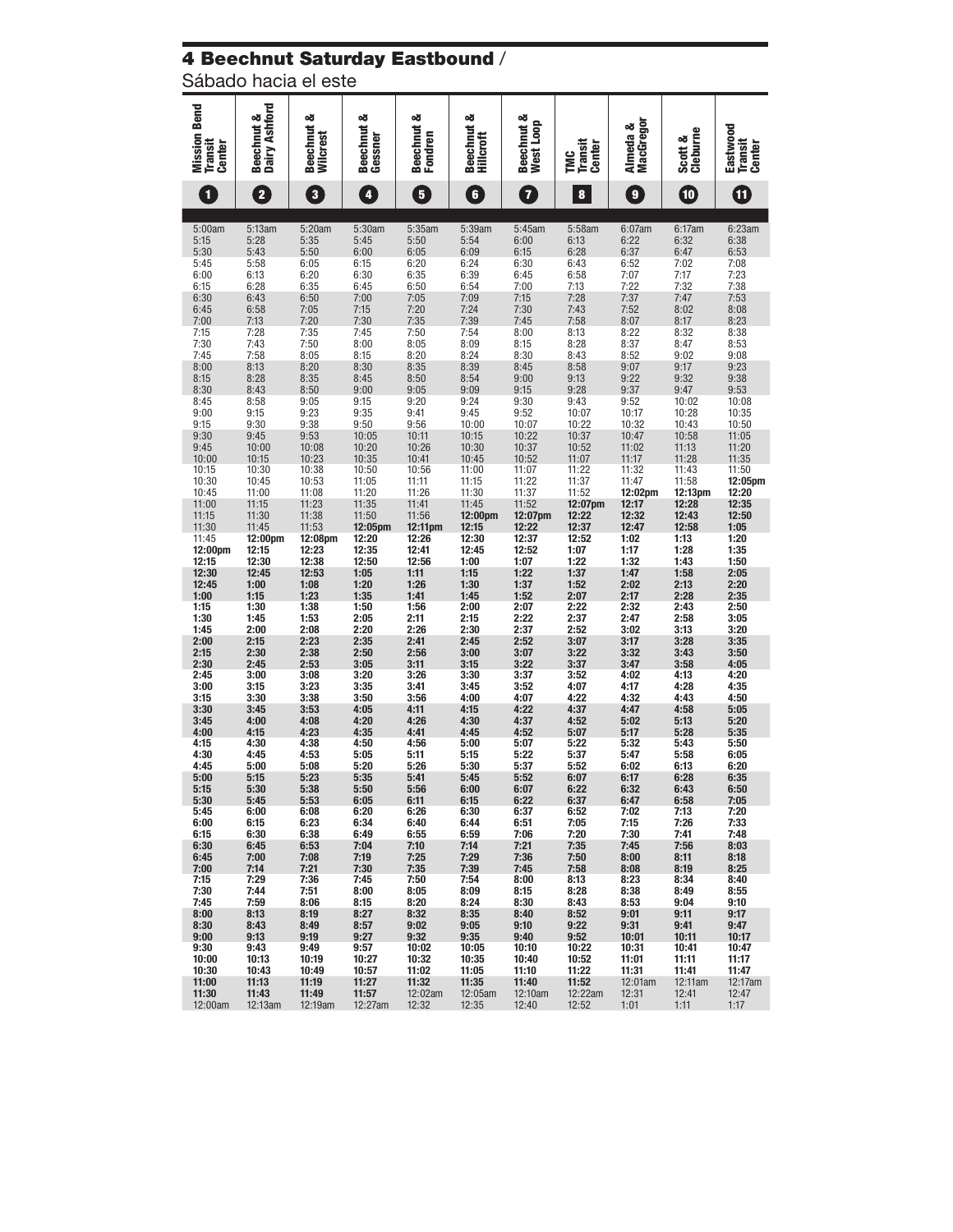## 4 Beechnut Saturday Eastbound / Sábado hacia el este

| Mission Bend Transit Center 1 | Beechnut & Dairy Ashford 2 | Beechnut & Wilcrest 3 | Beechnut & Gessner 4 | Beechnut & Fondren 5 | Beechnut & Hillcroft 6 | Beechnut & West Loop 7 | TMC Transit Center 8 | Almeda & MacGregor 9 | Scott & Cleburne 10 | Eastwood Transit Center 11 |
|---|---|---|---|---|---|---|---|---|---|---|
| 5:00am | 5:13am | 5:20am | 5:30am | 5:35am | 5:39am | 5:45am | 5:58am | 6:07am | 6:17am | 6:23am |
| 5:15 | 5:28 | 5:35 | 5:45 | 5:50 | 5:54 | 6:00 | 6:13 | 6:22 | 6:32 | 6:38 |
| 5:30 | 5:43 | 5:50 | 6:00 | 6:05 | 6:09 | 6:15 | 6:28 | 6:37 | 6:47 | 6:53 |
| 5:45 | 5:58 | 6:05 | 6:15 | 6:20 | 6:24 | 6:30 | 6:43 | 6:52 | 7:02 | 7:08 |
| 6:00 | 6:13 | 6:20 | 6:30 | 6:35 | 6:39 | 6:45 | 6:58 | 7:07 | 7:17 | 7:23 |
| 6:15 | 6:28 | 6:35 | 6:45 | 6:50 | 6:54 | 7:00 | 7:13 | 7:22 | 7:32 | 7:38 |
| 6:30 | 6:43 | 6:50 | 7:00 | 7:05 | 7:09 | 7:15 | 7:28 | 7:37 | 7:47 | 7:53 |
| 6:45 | 6:58 | 7:05 | 7:15 | 7:20 | 7:24 | 7:30 | 7:43 | 7:52 | 8:02 | 8:08 |
| 7:00 | 7:13 | 7:20 | 7:30 | 7:35 | 7:39 | 7:45 | 7:58 | 8:07 | 8:17 | 8:23 |
| 7:15 | 7:28 | 7:35 | 7:45 | 7:50 | 7:54 | 8:00 | 8:13 | 8:22 | 8:32 | 8:38 |
| 7:30 | 7:43 | 7:50 | 8:00 | 8:05 | 8:09 | 8:15 | 8:28 | 8:37 | 8:47 | 8:53 |
| 7:45 | 7:58 | 8:05 | 8:15 | 8:20 | 8:24 | 8:30 | 8:43 | 8:52 | 9:02 | 9:08 |
| 8:00 | 8:13 | 8:20 | 8:30 | 8:35 | 8:39 | 8:45 | 8:58 | 9:07 | 9:17 | 9:23 |
| 8:15 | 8:28 | 8:35 | 8:45 | 8:50 | 8:54 | 9:00 | 9:13 | 9:22 | 9:32 | 9:38 |
| 8:30 | 8:43 | 8:50 | 9:00 | 9:05 | 9:09 | 9:15 | 9:28 | 9:37 | 9:47 | 9:53 |
| 8:45 | 8:58 | 9:05 | 9:15 | 9:20 | 9:24 | 9:30 | 9:43 | 9:52 | 10:02 | 10:08 |
| 9:00 | 9:15 | 9:23 | 9:35 | 9:41 | 9:45 | 9:52 | 10:07 | 10:17 | 10:28 | 10:35 |
| 9:15 | 9:30 | 9:38 | 9:50 | 9:56 | 10:00 | 10:07 | 10:22 | 10:32 | 10:43 | 10:50 |
| 9:30 | 9:45 | 9:53 | 10:05 | 10:11 | 10:15 | 10:22 | 10:37 | 10:47 | 10:58 | 11:05 |
| 9:45 | 10:00 | 10:08 | 10:20 | 10:26 | 10:30 | 10:37 | 10:52 | 11:02 | 11:13 | 11:20 |
| 10:00 | 10:15 | 10:23 | 10:35 | 10:41 | 10:45 | 10:52 | 11:07 | 11:17 | 11:28 | 11:35 |
| 10:15 | 10:30 | 10:38 | 10:50 | 10:56 | 11:00 | 11:07 | 11:22 | 11:32 | 11:43 | 11:50 |
| 10:30 | 10:45 | 10:53 | 11:05 | 11:11 | 11:15 | 11:22 | 11:37 | 11:47 | 11:58 | **12:05pm** |
| 10:45 | 11:00 | 11:08 | 11:20 | 11:26 | 11:30 | 11:37 | 11:52 | **12:02pm** | **12:13pm** | **12:20** |
| 11:00 | 11:15 | 11:23 | 11:35 | 11:41 | 11:45 | 11:52 | **12:07pm** | **12:17** | **12:28** | **12:35** |
| 11:15 | 11:30 | 11:38 | 11:50 | 11:56 | **12:00pm** | **12:07pm** | **12:22** | **12:32** | **12:43** | **12:50** |
| 11:30 | 11:45 | 11:53 | **12:05pm** | **12:11pm** | **12:15** | **12:22** | **12:37** | **12:47** | **12:58** | **1:05** |
| 11:45 | **12:00pm** | **12:08pm** | **12:20** | **12:26** | **12:30** | **12:37** | **12:52** | **1:02** | **1:13** | **1:20** |
| **12:00pm** | **12:15** | **12:23** | **12:35** | **12:41** | **12:45** | **12:52** | **1:07** | **1:17** | **1:28** | **1:35** |
| **12:15** | **12:30** | **12:38** | **12:50** | **12:56** | **1:00** | **1:07** | **1:22** | **1:32** | **1:43** | **1:50** |
| **12:30** | **12:45** | **12:53** | **1:05** | **1:11** | **1:15** | **1:22** | **1:37** | **1:47** | **1:58** | **2:05** |
| **12:45** | **1:00** | **1:08** | **1:20** | **1:26** | **1:30** | **1:37** | **1:52** | **2:02** | **2:13** | **2:20** |
| **1:00** | **1:15** | **1:23** | **1:35** | **1:41** | **1:45** | **1:52** | **2:07** | **2:17** | **2:28** | **2:35** |
| **1:15** | **1:30** | **1:38** | **1:50** | **1:56** | **2:00** | **2:07** | **2:22** | **2:32** | **2:43** | **2:50** |
| **1:30** | **1:45** | **1:53** | **2:05** | **2:11** | **2:15** | **2:22** | **2:37** | **2:47** | **2:58** | **3:05** |
| **1:45** | **2:00** | **2:08** | **2:20** | **2:26** | **2:30** | **2:37** | **2:52** | **3:02** | **3:13** | **3:20** |
| **2:00** | **2:15** | **2:23** | **2:35** | **2:41** | **2:45** | **2:52** | **3:07** | **3:17** | **3:28** | **3:35** |
| **2:15** | **2:30** | **2:38** | **2:50** | **2:56** | **3:00** | **3:07** | **3:22** | **3:32** | **3:43** | **3:50** |
| **2:30** | **2:45** | **2:53** | **3:05** | **3:11** | **3:15** | **3:22** | **3:37** | **3:47** | **3:58** | **4:05** |
| **2:45** | **3:00** | **3:08** | **3:20** | **3:26** | **3:30** | **3:37** | **3:52** | **4:02** | **4:13** | **4:20** |
| **3:00** | **3:15** | **3:23** | **3:35** | **3:41** | **3:45** | **3:52** | **4:07** | **4:17** | **4:28** | **4:35** |
| **3:15** | **3:30** | **3:38** | **3:50** | **3:56** | **4:00** | **4:07** | **4:22** | **4:32** | **4:43** | **4:50** |
| **3:30** | **3:45** | **3:53** | **4:05** | **4:11** | **4:15** | **4:22** | **4:37** | **4:47** | **4:58** | **5:05** |
| **3:45** | **4:00** | **4:08** | **4:20** | **4:26** | **4:30** | **4:37** | **4:52** | **5:02** | **5:13** | **5:20** |
| **4:00** | **4:15** | **4:23** | **4:35** | **4:41** | **4:45** | **4:52** | **5:07** | **5:17** | **5:28** | **5:35** |
| **4:15** | **4:30** | **4:38** | **4:50** | **4:56** | **5:00** | **5:07** | **5:22** | **5:32** | **5:43** | **5:50** |
| **4:30** | **4:45** | **4:53** | **5:05** | **5:11** | **5:15** | **5:22** | **5:37** | **5:47** | **5:58** | **6:05** |
| **4:45** | **5:00** | **5:08** | **5:20** | **5:26** | **5:30** | **5:37** | **5:52** | **6:02** | **6:13** | **6:20** |
| **5:00** | **5:15** | **5:23** | **5:35** | **5:41** | **5:45** | **5:52** | **6:07** | **6:17** | **6:28** | **6:35** |
| **5:15** | **5:30** | **5:38** | **5:50** | **5:56** | **6:00** | **6:07** | **6:22** | **6:32** | **6:43** | **6:50** |
| **5:30** | **5:45** | **5:53** | **6:05** | **6:11** | **6:15** | **6:22** | **6:37** | **6:47** | **6:58** | **7:05** |
| **5:45** | **6:00** | **6:08** | **6:20** | **6:26** | **6:30** | **6:37** | **6:52** | **7:02** | **7:13** | **7:20** |
| **6:00** | **6:15** | **6:23** | **6:34** | **6:40** | **6:44** | **6:51** | **7:05** | **7:15** | **7:26** | **7:33** |
| **6:15** | **6:30** | **6:38** | **6:49** | **6:55** | **6:59** | **7:06** | **7:20** | **7:30** | **7:41** | **7:48** |
| **6:30** | **6:45** | **6:53** | **7:04** | **7:10** | **7:14** | **7:21** | **7:35** | **7:45** | **7:56** | **8:03** |
| **6:45** | **7:00** | **7:08** | **7:19** | **7:25** | **7:29** | **7:36** | **7:50** | **8:00** | **8:11** | **8:18** |
| **7:00** | **7:14** | **7:21** | **7:30** | **7:35** | **7:39** | **7:45** | **7:58** | **8:08** | **8:19** | **8:25** |
| **7:15** | **7:29** | **7:36** | **7:45** | **7:50** | **7:54** | **8:00** | **8:13** | **8:23** | **8:34** | **8:40** |
| **7:30** | **7:44** | **7:51** | **8:00** | **8:05** | **8:09** | **8:15** | **8:28** | **8:38** | **8:49** | **8:55** |
| **7:45** | **7:59** | **8:06** | **8:15** | **8:20** | **8:24** | **8:30** | **8:43** | **8:53** | **9:04** | **9:10** |
| **8:00** | **8:13** | **8:19** | **8:27** | **8:32** | **8:35** | **8:40** | **8:52** | **9:01** | **9:11** | **9:17** |
| **8:30** | **8:43** | **8:49** | **8:57** | **9:02** | **9:05** | **9:10** | **9:22** | **9:31** | **9:41** | **9:47** |
| **9:00** | **9:13** | **9:19** | **9:27** | **9:32** | **9:35** | **9:40** | **9:52** | **10:01** | **10:11** | **10:17** |
| **9:30** | **9:43** | **9:49** | **9:57** | **10:02** | **10:05** | **10:10** | **10:22** | **10:31** | **10:41** | **10:47** |
| **10:00** | **10:13** | **10:19** | **10:27** | **10:32** | **10:35** | **10:40** | **10:52** | **11:01** | **11:11** | **11:17** |
| **10:30** | **10:43** | **10:49** | **10:57** | **11:02** | **11:05** | **11:10** | **11:22** | **11:31** | **11:41** | **11:47** |
| **11:00** | **11:13** | **11:19** | **11:27** | **11:32** | **11:35** | **11:40** | **11:52** | 12:01am | 12:11am | 12:17am |
| **11:30** | **11:43** | **11:49** | **11:57** | 12:02am | 12:05am | 12:10am | 12:22am | 12:31 | 12:41 | 12:47 |
| 12:00am | 12:13am | 12:19am | 12:27am | 12:32 | 12:35 | 12:40 | 12:52 | 1:01 | 1:11 | 1:17 |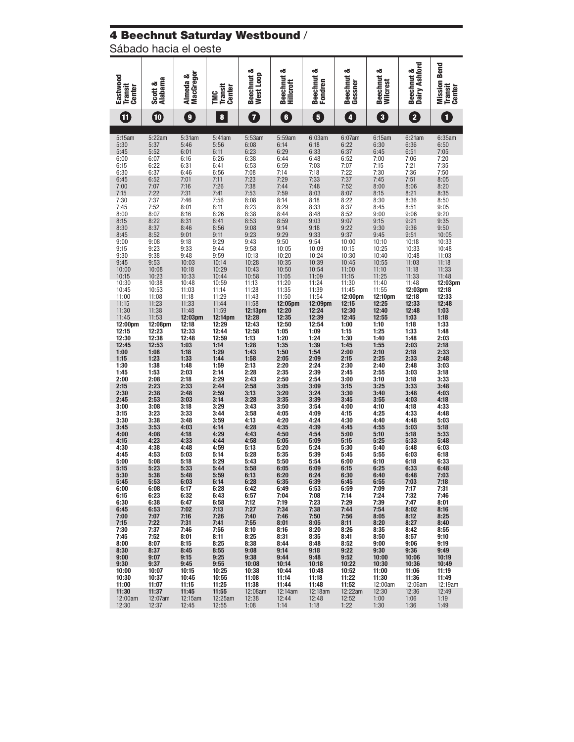## 4 Beechnut Saturday Westbound / Sábado hacia el oeste

| Eastwood Transit Center (11) | Scott & Alabama (10) | Almeda & MacGregor (9) | TMC Transit Center (8) | Beechnut & West Loop (7) | Beechnut & Hillcroft (6) | Beechnut & Fondren (5) | Beechnut & Gessner (4) | Beechnut & Wilcrest (3) | Beechnut & Dairy Ashford (2) | Mission Bend Transit Center (1) |
|---|---|---|---|---|---|---|---|---|---|---|
| 5:15am | 5:22am | 5:31am | 5:41am | 5:53am | 5:59am | 6:03am | 6:07am | 6:15am | 6:21am | 6:35am |
| 5:30 | 5:37 | 5:46 | 5:56 | 6:08 | 6:14 | 6:18 | 6:22 | 6:30 | 6:36 | 6:50 |
| 5:45 | 5:52 | 6:01 | 6:11 | 6:23 | 6:29 | 6:33 | 6:37 | 6:45 | 6:51 | 7:05 |
| 6:00 | 6:07 | 6:16 | 6:26 | 6:38 | 6:44 | 6:48 | 6:52 | 7:00 | 7:06 | 7:20 |
| 6:15 | 6:22 | 6:31 | 6:41 | 6:53 | 6:59 | 7:03 | 7:07 | 7:15 | 7:21 | 7:35 |
| 6:30 | 6:37 | 6:46 | 6:56 | 7:08 | 7:14 | 7:18 | 7:22 | 7:30 | 7:36 | 7:50 |
| 6:45 | 6:52 | 7:01 | 7:11 | 7:23 | 7:29 | 7:33 | 7:37 | 7:45 | 7:51 | 8:05 |
| 7:00 | 7:07 | 7:16 | 7:26 | 7:38 | 7:44 | 7:48 | 7:52 | 8:00 | 8:06 | 8:20 |
| 7:15 | 7:22 | 7:31 | 7:41 | 7:53 | 7:59 | 8:03 | 8:07 | 8:15 | 8:21 | 8:35 |
| 7:30 | 7:37 | 7:46 | 7:56 | 8:08 | 8:14 | 8:18 | 8:22 | 8:30 | 8:36 | 8:50 |
| 7:45 | 7:52 | 8:01 | 8:11 | 8:23 | 8:29 | 8:33 | 8:37 | 8:45 | 8:51 | 9:05 |
| 8:00 | 8:07 | 8:16 | 8:26 | 8:38 | 8:44 | 8:48 | 8:52 | 9:00 | 9:06 | 9:20 |
| 8:15 | 8:22 | 8:31 | 8:41 | 8:53 | 8:59 | 9:03 | 9:07 | 9:15 | 9:21 | 9:35 |
| 8:30 | 8:37 | 8:46 | 8:56 | 9:08 | 9:14 | 9:18 | 9:22 | 9:30 | 9:36 | 9:50 |
| 8:45 | 8:52 | 9:01 | 9:11 | 9:23 | 9:29 | 9:33 | 9:37 | 9:45 | 9:51 | 10:05 |
| 9:00 | 9:08 | 9:18 | 9:29 | 9:43 | 9:50 | 9:54 | 10:00 | 10:10 | 10:18 | 10:33 |
| 9:15 | 9:23 | 9:33 | 9:44 | 9:58 | 10:05 | 10:09 | 10:15 | 10:25 | 10:33 | 10:48 |
| 9:30 | 9:38 | 9:48 | 9:59 | 10:13 | 10:20 | 10:24 | 10:30 | 10:40 | 10:48 | 11:03 |
| 9:45 | 9:53 | 10:03 | 10:14 | 10:28 | 10:35 | 10:39 | 10:45 | 10:55 | 11:03 | 11:18 |
| 10:00 | 10:08 | 10:18 | 10:29 | 10:43 | 10:50 | 10:54 | 11:00 | 11:10 | 11:18 | 11:33 |
| 10:15 | 10:23 | 10:33 | 10:44 | 10:58 | 11:05 | 11:09 | 11:15 | 11:25 | 11:33 | 11:48 |
| 10:30 | 10:38 | 10:48 | 10:59 | 11:13 | 11:20 | 11:24 | 11:30 | 11:40 | 11:48 | **12:03pm** |
| 10:45 | 10:53 | 11:03 | 11:14 | 11:28 | 11:35 | 11:39 | 11:45 | 11:55 | **12:03pm** | **12:18** |
| 11:00 | 11:08 | 11:18 | 11:29 | 11:43 | 11:50 | 11:54 | **12:00pm** | **12:10pm** | **12:18** | **12:33** |
| 11:15 | 11:23 | 11:33 | 11:44 | 11:58 | **12:05pm** | **12:09pm** | **12:15** | **12:25** | **12:33** | **12:48** |
| 11:30 | 11:38 | 11:48 | 11:59 | **12:13pm** | **12:20** | **12:24** | **12:30** | **12:40** | **12:48** | **1:03** |
| 11:45 | 11:53 | **12:03pm** | **12:14pm** | **12:28** | **12:35** | **12:39** | **12:45** | **12:55** | **1:03** | **1:18** |
| **12:00pm** | **12:08pm** | **12:18** | **12:29** | **12:43** | **12:50** | **12:54** | **1:00** | **1:10** | **1:18** | **1:33** |
| **12:15** | **12:23** | **12:33** | **12:44** | **12:58** | **1:05** | **1:09** | **1:15** | **1:25** | **1:33** | **1:48** |
| **12:30** | **12:38** | **12:48** | **12:59** | **1:13** | **1:20** | **1:24** | **1:30** | **1:40** | **1:48** | **2:03** |
| **12:45** | **12:53** | **1:03** | **1:14** | **1:28** | **1:35** | **1:39** | **1:45** | **1:55** | **2:03** | **2:18** |
| **1:00** | **1:08** | **1:18** | **1:29** | **1:43** | **1:50** | **1:54** | **2:00** | **2:10** | **2:18** | **2:33** |
| **1:15** | **1:23** | **1:33** | **1:44** | **1:58** | **2:05** | **2:09** | **2:15** | **2:25** | **2:33** | **2:48** |
| **1:30** | **1:38** | **1:48** | **1:59** | **2:13** | **2:20** | **2:24** | **2:30** | **2:40** | **2:48** | **3:03** |
| **1:45** | **1:53** | **2:03** | **2:14** | **2:28** | **2:35** | **2:39** | **2:45** | **2:55** | **3:03** | **3:18** |
| **2:00** | **2:08** | **2:18** | **2:29** | **2:43** | **2:50** | **2:54** | **3:00** | **3:10** | **3:18** | **3:33** |
| **2:15** | **2:23** | **2:33** | **2:44** | **2:58** | **3:05** | **3:09** | **3:15** | **3:25** | **3:33** | **3:48** |
| **2:30** | **2:38** | **2:48** | **2:59** | **3:13** | **3:20** | **3:24** | **3:30** | **3:40** | **3:48** | **4:03** |
| **2:45** | **2:53** | **3:03** | **3:14** | **3:28** | **3:35** | **3:39** | **3:45** | **3:55** | **4:03** | **4:18** |
| **3:00** | **3:08** | **3:18** | **3:29** | **3:43** | **3:50** | **3:54** | **4:00** | **4:10** | **4:18** | **4:33** |
| **3:15** | **3:23** | **3:33** | **3:44** | **3:58** | **4:05** | **4:09** | **4:15** | **4:25** | **4:33** | **4:48** |
| **3:30** | **3:38** | **3:48** | **3:59** | **4:13** | **4:20** | **4:24** | **4:30** | **4:40** | **4:48** | **5:03** |
| **3:45** | **3:53** | **4:03** | **4:14** | **4:28** | **4:35** | **4:39** | **4:45** | **4:55** | **5:03** | **5:18** |
| **4:00** | **4:08** | **4:18** | **4:29** | **4:43** | **4:50** | **4:54** | **5:00** | **5:10** | **5:18** | **5:33** |
| **4:15** | **4:23** | **4:33** | **4:44** | **4:58** | **5:05** | **5:09** | **5:15** | **5:25** | **5:33** | **5:48** |
| **4:30** | **4:38** | **4:48** | **4:59** | **5:13** | **5:20** | **5:24** | **5:30** | **5:40** | **5:48** | **6:03** |
| **4:45** | **4:53** | **5:03** | **5:14** | **5:28** | **5:35** | **5:39** | **5:45** | **5:55** | **6:03** | **6:18** |
| **5:00** | **5:08** | **5:18** | **5:29** | **5:43** | **5:50** | **5:54** | **6:00** | **6:10** | **6:18** | **6:33** |
| **5:15** | **5:23** | **5:33** | **5:44** | **5:58** | **6:05** | **6:09** | **6:15** | **6:25** | **6:33** | **6:48** |
| **5:30** | **5:38** | **5:48** | **5:59** | **6:13** | **6:20** | **6:24** | **6:30** | **6:40** | **6:48** | **7:03** |
| **5:45** | **5:53** | **6:03** | **6:14** | **6:28** | **6:35** | **6:39** | **6:45** | **6:55** | **7:03** | **7:18** |
| **6:00** | **6:08** | **6:17** | **6:28** | **6:42** | **6:49** | **6:53** | **6:59** | **7:09** | **7:17** | **7:31** |
| **6:15** | **6:23** | **6:32** | **6:43** | **6:57** | **7:04** | **7:08** | **7:14** | **7:24** | **7:32** | **7:46** |
| **6:30** | **6:38** | **6:47** | **6:58** | **7:12** | **7:19** | **7:23** | **7:29** | **7:39** | **7:47** | **8:01** |
| **6:45** | **6:53** | **7:02** | **7:13** | **7:27** | **7:34** | **7:38** | **7:44** | **7:54** | **8:02** | **8:16** |
| **7:00** | **7:07** | **7:16** | **7:26** | **7:40** | **7:46** | **7:50** | **7:56** | **8:05** | **8:12** | **8:25** |
| **7:15** | **7:22** | **7:31** | **7:41** | **7:55** | **8:01** | **8:05** | **8:11** | **8:20** | **8:27** | **8:40** |
| **7:30** | **7:37** | **7:46** | **7:56** | **8:10** | **8:16** | **8:20** | **8:26** | **8:35** | **8:42** | **8:55** |
| **7:45** | **7:52** | **8:01** | **8:11** | **8:25** | **8:31** | **8:35** | **8:41** | **8:50** | **8:57** | **9:10** |
| **8:00** | **8:07** | **8:15** | **8:25** | **8:38** | **8:44** | **8:48** | **8:52** | **9:00** | **9:06** | **9:19** |
| **8:30** | **8:37** | **8:45** | **8:55** | **9:08** | **9:14** | **9:18** | **9:22** | **9:30** | **9:36** | **9:49** |
| **9:00** | **9:07** | **9:15** | **9:25** | **9:38** | **9:44** | **9:48** | **9:52** | **10:00** | **10:06** | **10:19** |
| **9:30** | **9:37** | **9:45** | **9:55** | **10:08** | **10:14** | **10:18** | **10:22** | **10:30** | **10:36** | **10:49** |
| **10:00** | **10:07** | **10:15** | **10:25** | **10:38** | **10:44** | **10:48** | **10:52** | **11:00** | **11:06** | **11:19** |
| **10:30** | **10:37** | **10:45** | **10:55** | **11:08** | **11:14** | **11:18** | **11:22** | **11:30** | **11:36** | **11:49** |
| **11:00** | **11:07** | **11:15** | **11:25** | **11:38** | **11:44** | **11:48** | **11:52** | 12:00am | 12:06am | 12:19am |
| **11:30** | **11:37** | **11:45** | **11:55** | 12:08am | 12:14am | 12:18am | 12:22am | 12:30 | 12:36 | 12:49 |
| 12:00am | 12:07am | 12:15am | 12:25am | 12:38 | 12:44 | 12:48 | 12:52 | 1:00 | 1:06 | 1:19 |
| 12:30 | 12:37 | 12:45 | 12:55 | 1:08 | 1:14 | 1:18 | 1:22 | 1:30 | 1:36 | 1:49 |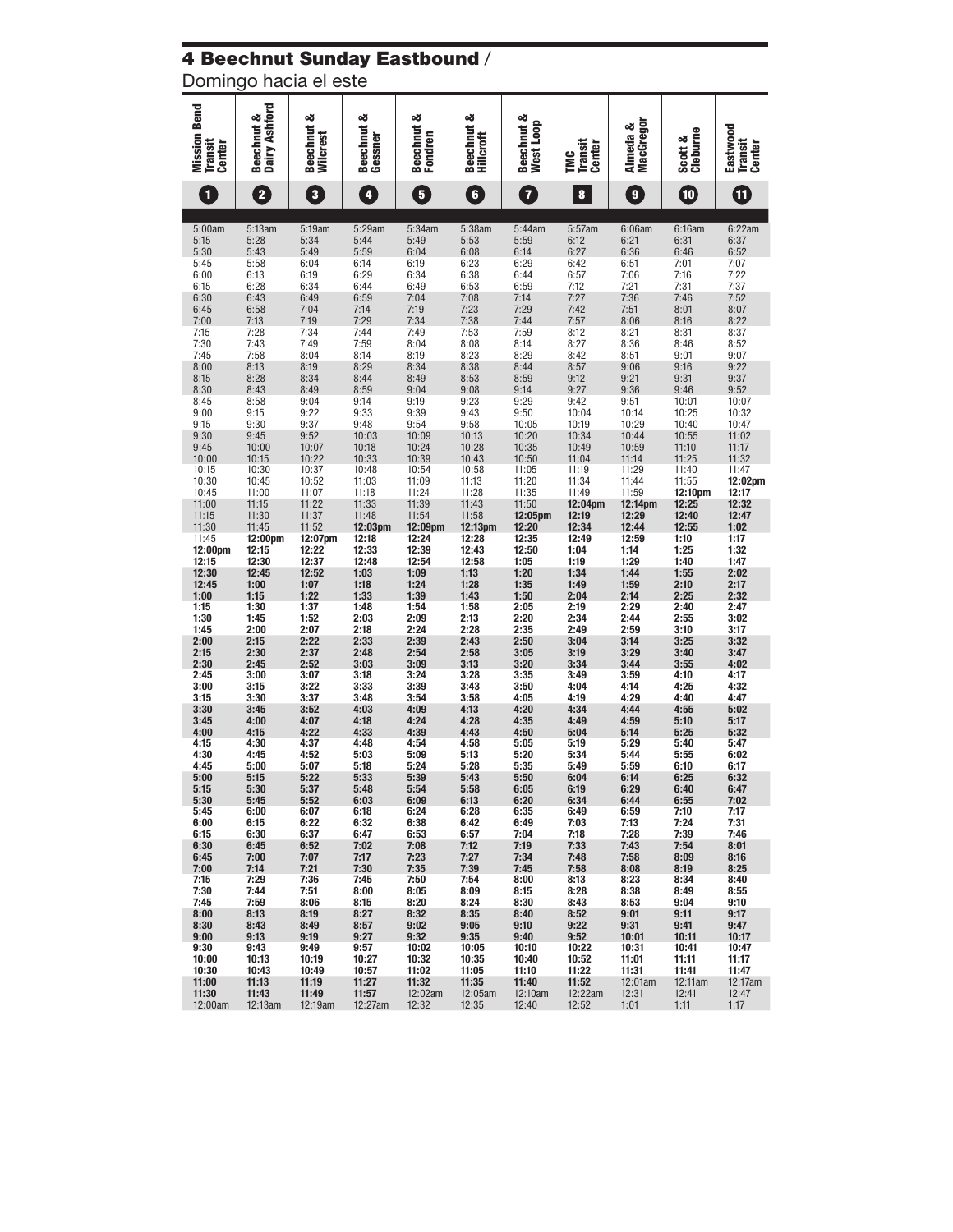## 4 Beechnut Sunday Eastbound / Domingo hacia el este

| Mission Bend Transit Center (1) | Beechnut & Dairy Ashford (2) | Beechnut & Wilcrest (3) | Beechnut & Gessner (4) | Beechnut & Fondren (5) | Beechnut & Hillcroft (6) | Beechnut & West Loop (7) | TMC Transit Center (8) | Almeda & MacGregor (9) | Scott & Cleburne (10) | Eastwood Transit Center (11) |
|---|---|---|---|---|---|---|---|---|---|---|
| 5:00am | 5:13am | 5:19am | 5:29am | 5:34am | 5:38am | 5:44am | 5:57am | 6:06am | 6:16am | 6:22am |
| 5:15 | 5:28 | 5:34 | 5:44 | 5:49 | 5:53 | 5:59 | 6:12 | 6:21 | 6:31 | 6:37 |
| 5:30 | 5:43 | 5:49 | 5:59 | 6:04 | 6:08 | 6:14 | 6:27 | 6:36 | 6:46 | 6:52 |
| 5:45 | 5:58 | 6:04 | 6:14 | 6:19 | 6:23 | 6:29 | 6:42 | 6:51 | 7:01 | 7:07 |
| 6:00 | 6:13 | 6:19 | 6:29 | 6:34 | 6:38 | 6:44 | 6:57 | 7:06 | 7:16 | 7:22 |
| 6:15 | 6:28 | 6:34 | 6:44 | 6:49 | 6:53 | 6:59 | 7:12 | 7:21 | 7:31 | 7:37 |
| 6:30 | 6:43 | 6:49 | 6:59 | 7:04 | 7:08 | 7:14 | 7:27 | 7:36 | 7:46 | 7:52 |
| 6:45 | 6:58 | 7:04 | 7:14 | 7:19 | 7:23 | 7:29 | 7:42 | 7:51 | 8:01 | 8:07 |
| 7:00 | 7:13 | 7:19 | 7:29 | 7:34 | 7:38 | 7:44 | 7:57 | 8:06 | 8:16 | 8:22 |
| 7:15 | 7:28 | 7:34 | 7:44 | 7:49 | 7:53 | 7:59 | 8:12 | 8:21 | 8:31 | 8:37 |
| 7:30 | 7:43 | 7:49 | 7:59 | 8:04 | 8:08 | 8:14 | 8:27 | 8:36 | 8:46 | 8:52 |
| 7:45 | 7:58 | 8:04 | 8:14 | 8:19 | 8:23 | 8:29 | 8:42 | 8:51 | 9:01 | 9:07 |
| 8:00 | 8:13 | 8:19 | 8:29 | 8:34 | 8:38 | 8:44 | 8:57 | 9:06 | 9:16 | 9:22 |
| 8:15 | 8:28 | 8:34 | 8:44 | 8:49 | 8:53 | 8:59 | 9:12 | 9:21 | 9:31 | 9:37 |
| 8:30 | 8:43 | 8:49 | 8:59 | 9:04 | 9:08 | 9:14 | 9:27 | 9:36 | 9:46 | 9:52 |
| 8:45 | 8:58 | 9:04 | 9:14 | 9:19 | 9:23 | 9:29 | 9:42 | 9:51 | 10:01 | 10:07 |
| 9:00 | 9:15 | 9:22 | 9:33 | 9:39 | 9:43 | 9:50 | 10:04 | 10:14 | 10:25 | 10:32 |
| 9:15 | 9:30 | 9:37 | 9:48 | 9:54 | 9:58 | 10:05 | 10:19 | 10:29 | 10:40 | 10:47 |
| 9:30 | 9:45 | 9:52 | 10:03 | 10:09 | 10:13 | 10:20 | 10:34 | 10:44 | 10:55 | 11:02 |
| 9:45 | 10:00 | 10:07 | 10:18 | 10:24 | 10:28 | 10:35 | 10:49 | 10:59 | 11:10 | 11:17 |
| 10:00 | 10:15 | 10:22 | 10:33 | 10:39 | 10:43 | 10:50 | 11:04 | 11:14 | 11:25 | 11:32 |
| 10:15 | 10:30 | 10:37 | 10:48 | 10:54 | 10:58 | 11:05 | 11:19 | 11:29 | 11:40 | 11:47 |
| 10:30 | 10:45 | 10:52 | 11:03 | 11:09 | 11:13 | 11:20 | 11:34 | 11:44 | 11:55 | **12:02pm** |
| 10:45 | 11:00 | 11:07 | 11:18 | 11:24 | 11:28 | 11:35 | 11:49 | 11:59 | **12:10pm** | **12:17** |
| 11:00 | 11:15 | 11:22 | 11:33 | 11:39 | 11:43 | 11:50 | **12:04pm** | **12:14pm** | **12:25** | **12:32** |
| 11:15 | 11:30 | 11:37 | 11:48 | 11:54 | 11:58 | **12:05pm** | **12:19** | **12:29** | **12:40** | **12:47** |
| 11:30 | 11:45 | 11:52 | **12:03pm** | **12:09pm** | **12:13pm** | **12:20** | **12:34** | **12:44** | **12:55** | **1:02** |
| 11:45 | **12:00pm** | **12:07pm** | **12:18** | **12:24** | **12:28** | **12:35** | **12:49** | **12:59** | **1:10** | **1:17** |
| **12:00pm** | **12:15** | **12:22** | **12:33** | **12:39** | **12:43** | **12:50** | **1:04** | **1:14** | **1:25** | **1:32** |
| **12:15** | **12:30** | **12:37** | **12:48** | **12:54** | **12:58** | **1:05** | **1:19** | **1:29** | **1:40** | **1:47** |
| **12:30** | **12:45** | **12:52** | **1:03** | **1:09** | **1:13** | **1:20** | **1:34** | **1:44** | **1:55** | **2:02** |
| **12:45** | **1:00** | **1:07** | **1:18** | **1:24** | **1:28** | **1:35** | **1:49** | **1:59** | **2:10** | **2:17** |
| **1:00** | **1:15** | **1:22** | **1:33** | **1:39** | **1:43** | **1:50** | **2:04** | **2:14** | **2:25** | **2:32** |
| **1:15** | **1:30** | **1:37** | **1:48** | **1:54** | **1:58** | **2:05** | **2:19** | **2:29** | **2:40** | **2:47** |
| **1:30** | **1:45** | **1:52** | **2:03** | **2:09** | **2:13** | **2:20** | **2:34** | **2:44** | **2:55** | **3:02** |
| **1:45** | **2:00** | **2:07** | **2:18** | **2:24** | **2:28** | **2:35** | **2:49** | **2:59** | **3:10** | **3:17** |
| **2:00** | **2:15** | **2:22** | **2:33** | **2:39** | **2:43** | **2:50** | **3:04** | **3:14** | **3:25** | **3:32** |
| **2:15** | **2:30** | **2:37** | **2:48** | **2:54** | **2:58** | **3:05** | **3:19** | **3:29** | **3:40** | **3:47** |
| **2:30** | **2:45** | **2:52** | **3:03** | **3:09** | **3:13** | **3:20** | **3:34** | **3:44** | **3:55** | **4:02** |
| **2:45** | **3:00** | **3:07** | **3:18** | **3:24** | **3:28** | **3:35** | **3:49** | **3:59** | **4:10** | **4:17** |
| **3:00** | **3:15** | **3:22** | **3:33** | **3:39** | **3:43** | **3:50** | **4:04** | **4:14** | **4:25** | **4:32** |
| **3:15** | **3:30** | **3:37** | **3:48** | **3:54** | **3:58** | **4:05** | **4:19** | **4:29** | **4:40** | **4:47** |
| **3:30** | **3:45** | **3:52** | **4:03** | **4:09** | **4:13** | **4:20** | **4:34** | **4:44** | **4:55** | **5:02** |
| **3:45** | **4:00** | **4:07** | **4:18** | **4:24** | **4:28** | **4:35** | **4:49** | **4:59** | **5:10** | **5:17** |
| **4:00** | **4:15** | **4:22** | **4:33** | **4:39** | **4:43** | **4:50** | **5:04** | **5:14** | **5:25** | **5:32** |
| **4:15** | **4:30** | **4:37** | **4:48** | **4:54** | **4:58** | **5:05** | **5:19** | **5:29** | **5:40** | **5:47** |
| **4:30** | **4:45** | **4:52** | **5:03** | **5:09** | **5:13** | **5:20** | **5:34** | **5:44** | **5:55** | **6:02** |
| **4:45** | **5:00** | **5:07** | **5:18** | **5:24** | **5:28** | **5:35** | **5:49** | **5:59** | **6:10** | **6:17** |
| **5:00** | **5:15** | **5:22** | **5:33** | **5:39** | **5:43** | **5:50** | **6:04** | **6:14** | **6:25** | **6:32** |
| **5:15** | **5:30** | **5:37** | **5:48** | **5:54** | **5:58** | **6:05** | **6:19** | **6:29** | **6:40** | **6:47** |
| **5:30** | **5:45** | **5:52** | **6:03** | **6:09** | **6:13** | **6:20** | **6:34** | **6:44** | **6:55** | **7:02** |
| **5:45** | **6:00** | **6:07** | **6:18** | **6:24** | **6:28** | **6:35** | **6:49** | **6:59** | **7:10** | **7:17** |
| **6:00** | **6:15** | **6:22** | **6:32** | **6:38** | **6:42** | **6:49** | **7:03** | **7:13** | **7:24** | **7:31** |
| **6:15** | **6:30** | **6:37** | **6:47** | **6:53** | **6:57** | **7:04** | **7:18** | **7:28** | **7:39** | **7:46** |
| **6:30** | **6:45** | **6:52** | **7:02** | **7:08** | **7:12** | **7:19** | **7:33** | **7:43** | **7:54** | **8:01** |
| **6:45** | **7:00** | **7:07** | **7:17** | **7:23** | **7:27** | **7:34** | **7:48** | **7:58** | **8:09** | **8:16** |
| **7:00** | **7:14** | **7:21** | **7:30** | **7:35** | **7:39** | **7:45** | **7:58** | **8:08** | **8:19** | **8:25** |
| **7:15** | **7:29** | **7:36** | **7:45** | **7:50** | **7:54** | **8:00** | **8:13** | **8:23** | **8:34** | **8:40** |
| **7:30** | **7:44** | **7:51** | **8:00** | **8:05** | **8:09** | **8:15** | **8:28** | **8:38** | **8:49** | **8:55** |
| **7:45** | **7:59** | **8:06** | **8:15** | **8:20** | **8:24** | **8:30** | **8:43** | **8:53** | **9:04** | **9:10** |
| **8:00** | **8:13** | **8:19** | **8:27** | **8:32** | **8:35** | **8:40** | **8:52** | **9:01** | **9:11** | **9:17** |
| **8:30** | **8:43** | **8:49** | **8:57** | **9:02** | **9:05** | **9:10** | **9:22** | **9:31** | **9:41** | **9:47** |
| **9:00** | **9:13** | **9:19** | **9:27** | **9:32** | **9:35** | **9:40** | **9:52** | **10:01** | **10:11** | **10:17** |
| **9:30** | **9:43** | **9:49** | **9:57** | **10:02** | **10:05** | **10:10** | **10:22** | **10:31** | **10:41** | **10:47** |
| **10:00** | **10:13** | **10:19** | **10:27** | **10:32** | **10:35** | **10:40** | **10:52** | **11:01** | **11:11** | **11:17** |
| **10:30** | **10:43** | **10:49** | **10:57** | **11:02** | **11:05** | **11:10** | **11:22** | **11:31** | **11:41** | **11:47** |
| **11:00** | **11:13** | **11:19** | **11:27** | **11:32** | **11:35** | **11:40** | **11:52** | 12:01am | 12:11am | 12:17am |
| **11:30** | **11:43** | **11:49** | **11:57** | 12:02am | 12:05am | 12:10am | 12:22am | 12:31 | 12:41 | 12:47 |
| 12:00am | 12:13am | 12:19am | 12:27am | 12:32 | 12:35 | 12:40 | 12:52 | 1:01 | 1:11 | 1:17 |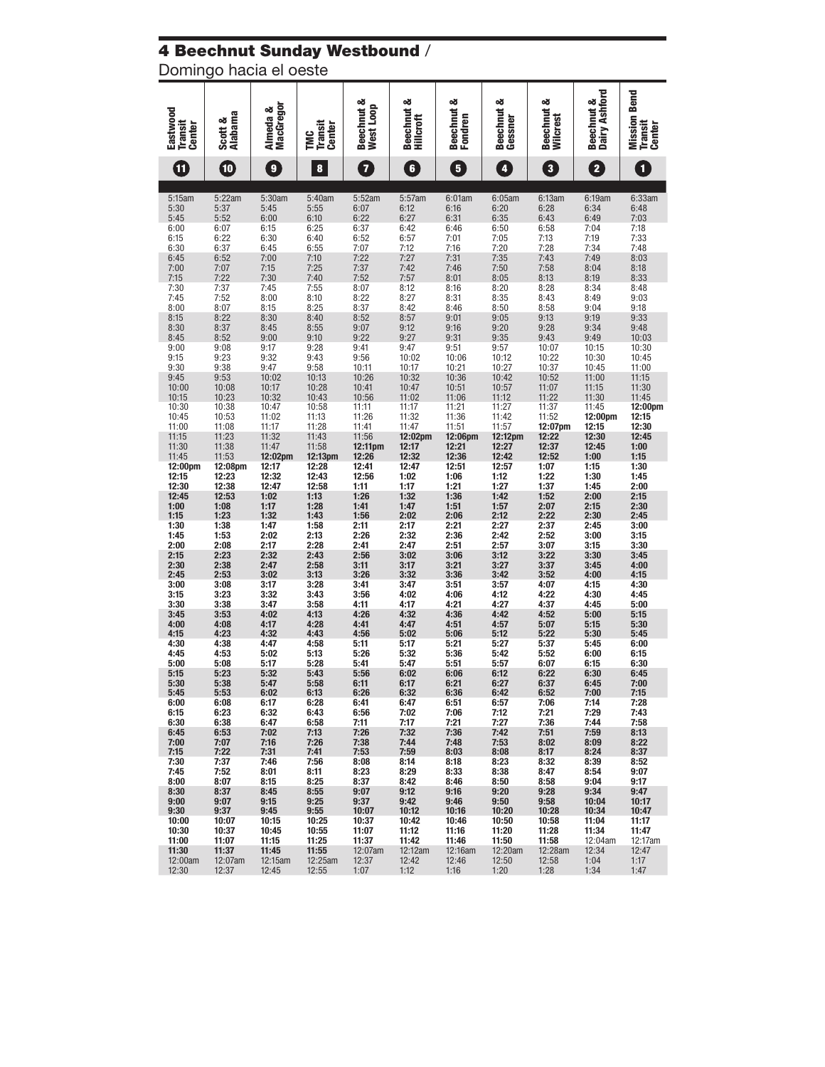## 4 Beechnut Sunday Westbound / Domingo hacia el oeste

| Eastwood Transit Center (11) | Scott & Alabama (10) | Almeda & MacGregor (9) | TMC Transit Center (8) | Beechnut & West Loop (7) | Beechnut & Hillcroft (6) | Beechnut & Fondren (5) | Beechnut & Gessner (4) | Beechnut & Wilcrest (3) | Beechnut & Dairy Ashford (2) | Mission Bend Transit Center (1) |
|---|---|---|---|---|---|---|---|---|---|---|
| 5:15am | 5:22am | 5:30am | 5:40am | 5:52am | 5:57am | 6:01am | 6:05am | 6:13am | 6:19am | 6:33am |
| 5:30 | 5:37 | 5:45 | 5:55 | 6:07 | 6:12 | 6:16 | 6:20 | 6:28 | 6:34 | 6:48 |
| 5:45 | 5:52 | 6:00 | 6:10 | 6:22 | 6:27 | 6:31 | 6:35 | 6:43 | 6:49 | 7:03 |
| 6:00 | 6:07 | 6:15 | 6:25 | 6:37 | 6:42 | 6:46 | 6:50 | 6:58 | 7:04 | 7:18 |
| 6:15 | 6:22 | 6:30 | 6:40 | 6:52 | 6:57 | 7:01 | 7:05 | 7:13 | 7:19 | 7:33 |
| 6:30 | 6:37 | 6:45 | 6:55 | 7:07 | 7:12 | 7:16 | 7:20 | 7:28 | 7:34 | 7:48 |
| 6:45 | 6:52 | 7:00 | 7:10 | 7:22 | 7:27 | 7:31 | 7:35 | 7:43 | 7:49 | 8:03 |
| 7:00 | 7:07 | 7:15 | 7:25 | 7:37 | 7:42 | 7:46 | 7:50 | 7:58 | 8:04 | 8:18 |
| 7:15 | 7:22 | 7:30 | 7:40 | 7:52 | 7:57 | 8:01 | 8:05 | 8:13 | 8:19 | 8:33 |
| 7:30 | 7:37 | 7:45 | 7:55 | 8:07 | 8:12 | 8:16 | 8:20 | 8:28 | 8:34 | 8:48 |
| 7:45 | 7:52 | 8:00 | 8:10 | 8:22 | 8:27 | 8:31 | 8:35 | 8:43 | 8:49 | 9:03 |
| 8:00 | 8:07 | 8:15 | 8:25 | 8:37 | 8:42 | 8:46 | 8:50 | 8:58 | 9:04 | 9:18 |
| 8:15 | 8:22 | 8:30 | 8:40 | 8:52 | 8:57 | 9:01 | 9:05 | 9:13 | 9:19 | 9:33 |
| 8:30 | 8:37 | 8:45 | 8:55 | 9:07 | 9:12 | 9:16 | 9:20 | 9:28 | 9:34 | 9:48 |
| 8:45 | 8:52 | 9:00 | 9:10 | 9:22 | 9:27 | 9:31 | 9:35 | 9:43 | 9:49 | 10:03 |
| 9:00 | 9:08 | 9:17 | 9:28 | 9:41 | 9:47 | 9:51 | 9:57 | 10:07 | 10:15 | 10:30 |
| 9:15 | 9:23 | 9:32 | 9:43 | 9:56 | 10:02 | 10:06 | 10:12 | 10:22 | 10:30 | 10:45 |
| 9:30 | 9:38 | 9:47 | 9:58 | 10:11 | 10:17 | 10:21 | 10:27 | 10:37 | 10:45 | 11:00 |
| 9:45 | 9:53 | 10:02 | 10:13 | 10:26 | 10:32 | 10:36 | 10:42 | 10:52 | 11:00 | 11:15 |
| 10:00 | 10:08 | 10:17 | 10:28 | 10:41 | 10:47 | 10:51 | 10:57 | 11:07 | 11:15 | 11:30 |
| 10:15 | 10:23 | 10:32 | 10:43 | 10:56 | 11:02 | 11:06 | 11:12 | 11:22 | 11:30 | 11:45 |
| 10:30 | 10:38 | 10:47 | 10:58 | 11:11 | 11:17 | 11:21 | 11:27 | 11:37 | 11:45 | **12:00pm** |
| 10:45 | 10:53 | 11:02 | 11:13 | 11:26 | 11:32 | 11:36 | 11:42 | 11:52 | **12:00pm** | **12:15** |
| 11:00 | 11:08 | 11:17 | 11:28 | 11:41 | 11:47 | 11:51 | 11:57 | **12:07pm** | **12:15** | **12:30** |
| 11:15 | 11:23 | 11:32 | 11:43 | 11:56 | **12:02pm** | **12:06pm** | **12:12pm** | **12:22** | **12:30** | **12:45** |
| 11:30 | 11:38 | 11:47 | 11:58 | **12:11pm** | **12:17** | **12:21** | **12:27** | **12:37** | **12:45** | **1:00** |
| 11:45 | 11:53 | **12:02pm** | **12:13pm** | **12:26** | **12:32** | **12:36** | **12:42** | **12:52** | **1:00** | **1:15** |
| **12:00pm** | **12:08pm** | **12:17** | **12:28** | **12:41** | **12:47** | **12:51** | **12:57** | **1:07** | **1:15** | **1:30** |
| **12:15** | **12:23** | **12:32** | **12:43** | **12:56** | **1:02** | **1:06** | **1:12** | **1:22** | **1:30** | **1:45** |
| **12:30** | **12:38** | **12:47** | **12:58** | **1:11** | **1:17** | **1:21** | **1:27** | **1:37** | **1:45** | **2:00** |
| **12:45** | **12:53** | **1:02** | **1:13** | **1:26** | **1:32** | **1:36** | **1:42** | **1:52** | **2:00** | **2:15** |
| **1:00** | **1:08** | **1:17** | **1:28** | **1:41** | **1:47** | **1:51** | **1:57** | **2:07** | **2:15** | **2:30** |
| **1:15** | **1:23** | **1:32** | **1:43** | **1:56** | **2:02** | **2:06** | **2:12** | **2:22** | **2:30** | **2:45** |
| **1:30** | **1:38** | **1:47** | **1:58** | **2:11** | **2:17** | **2:21** | **2:27** | **2:37** | **2:45** | **3:00** |
| **1:45** | **1:53** | **2:02** | **2:13** | **2:26** | **2:32** | **2:36** | **2:42** | **2:52** | **3:00** | **3:15** |
| **2:00** | **2:08** | **2:17** | **2:28** | **2:41** | **2:47** | **2:51** | **2:57** | **3:07** | **3:15** | **3:30** |
| **2:15** | **2:23** | **2:32** | **2:43** | **2:56** | **3:02** | **3:06** | **3:12** | **3:22** | **3:30** | **3:45** |
| **2:30** | **2:38** | **2:47** | **2:58** | **3:11** | **3:17** | **3:21** | **3:27** | **3:37** | **3:45** | **4:00** |
| **2:45** | **2:53** | **3:02** | **3:13** | **3:26** | **3:32** | **3:36** | **3:42** | **3:52** | **4:00** | **4:15** |
| **3:00** | **3:08** | **3:17** | **3:28** | **3:41** | **3:47** | **3:51** | **3:57** | **4:07** | **4:15** | **4:30** |
| **3:15** | **3:23** | **3:32** | **3:43** | **3:56** | **4:02** | **4:06** | **4:12** | **4:22** | **4:30** | **4:45** |
| **3:30** | **3:38** | **3:47** | **3:58** | **4:11** | **4:17** | **4:21** | **4:27** | **4:37** | **4:45** | **5:00** |
| **3:45** | **3:53** | **4:02** | **4:13** | **4:26** | **4:32** | **4:36** | **4:42** | **4:52** | **5:00** | **5:15** |
| **4:00** | **4:08** | **4:17** | **4:28** | **4:41** | **4:47** | **4:51** | **4:57** | **5:07** | **5:15** | **5:30** |
| **4:15** | **4:23** | **4:32** | **4:43** | **4:56** | **5:02** | **5:06** | **5:12** | **5:22** | **5:30** | **5:45** |
| **4:30** | **4:38** | **4:47** | **4:58** | **5:11** | **5:17** | **5:21** | **5:27** | **5:37** | **5:45** | **6:00** |
| **4:45** | **4:53** | **5:02** | **5:13** | **5:26** | **5:32** | **5:36** | **5:42** | **5:52** | **6:00** | **6:15** |
| **5:00** | **5:08** | **5:17** | **5:28** | **5:41** | **5:47** | **5:51** | **5:57** | **6:07** | **6:15** | **6:30** |
| **5:15** | **5:23** | **5:32** | **5:43** | **5:56** | **6:02** | **6:06** | **6:12** | **6:22** | **6:30** | **6:45** |
| **5:30** | **5:38** | **5:47** | **5:58** | **6:11** | **6:17** | **6:21** | **6:27** | **6:37** | **6:45** | **7:00** |
| **5:45** | **5:53** | **6:02** | **6:13** | **6:26** | **6:32** | **6:36** | **6:42** | **6:52** | **7:00** | **7:15** |
| **6:00** | **6:08** | **6:17** | **6:28** | **6:41** | **6:47** | **6:51** | **6:57** | **7:06** | **7:14** | **7:28** |
| **6:15** | **6:23** | **6:32** | **6:43** | **6:56** | **7:02** | **7:06** | **7:12** | **7:21** | **7:29** | **7:43** |
| **6:30** | **6:38** | **6:47** | **6:58** | **7:11** | **7:17** | **7:21** | **7:27** | **7:36** | **7:44** | **7:58** |
| **6:45** | **6:53** | **7:02** | **7:13** | **7:26** | **7:32** | **7:36** | **7:42** | **7:51** | **7:59** | **8:13** |
| **7:00** | **7:07** | **7:16** | **7:26** | **7:38** | **7:44** | **7:48** | **7:53** | **8:02** | **8:09** | **8:22** |
| **7:15** | **7:22** | **7:31** | **7:41** | **7:53** | **7:59** | **8:03** | **8:08** | **8:17** | **8:24** | **8:37** |
| **7:30** | **7:37** | **7:46** | **7:56** | **8:08** | **8:14** | **8:18** | **8:23** | **8:32** | **8:39** | **8:52** |
| **7:45** | **7:52** | **8:01** | **8:11** | **8:23** | **8:29** | **8:33** | **8:38** | **8:47** | **8:54** | **9:07** |
| **8:00** | **8:07** | **8:15** | **8:25** | **8:37** | **8:42** | **8:46** | **8:50** | **8:58** | **9:04** | **9:17** |
| **8:30** | **8:37** | **8:45** | **8:55** | **9:07** | **9:12** | **9:16** | **9:20** | **9:28** | **9:34** | **9:47** |
| **9:00** | **9:07** | **9:15** | **9:25** | **9:37** | **9:42** | **9:46** | **9:50** | **9:58** | **10:04** | **10:17** |
| **9:30** | **9:37** | **9:45** | **9:55** | **10:07** | **10:12** | **10:16** | **10:20** | **10:28** | **10:34** | **10:47** |
| **10:00** | **10:07** | **10:15** | **10:25** | **10:37** | **10:42** | **10:46** | **10:50** | **10:58** | **11:04** | **11:17** |
| **10:30** | **10:37** | **10:45** | **10:55** | **11:07** | **11:12** | **11:16** | **11:20** | **11:28** | **11:34** | **11:47** |
| **11:00** | **11:07** | **11:15** | **11:25** | **11:37** | **11:42** | **11:46** | **11:50** | **11:58** | 12:04am | 12:17am |
| **11:30** | **11:37** | **11:45** | **11:55** | 12:07am | 12:12am | 12:16am | 12:20am | 12:28am | 12:34 | 12:47 |
| 12:00am | 12:07am | 12:15am | 12:25am | 12:37 | 12:42 | 12:46 | 12:50 | 12:58 | 1:04 | 1:17 |
| 12:30 | 12:37 | 12:45 | 12:55 | 1:07 | 1:12 | 1:16 | 1:20 | 1:28 | 1:34 | 1:47 |